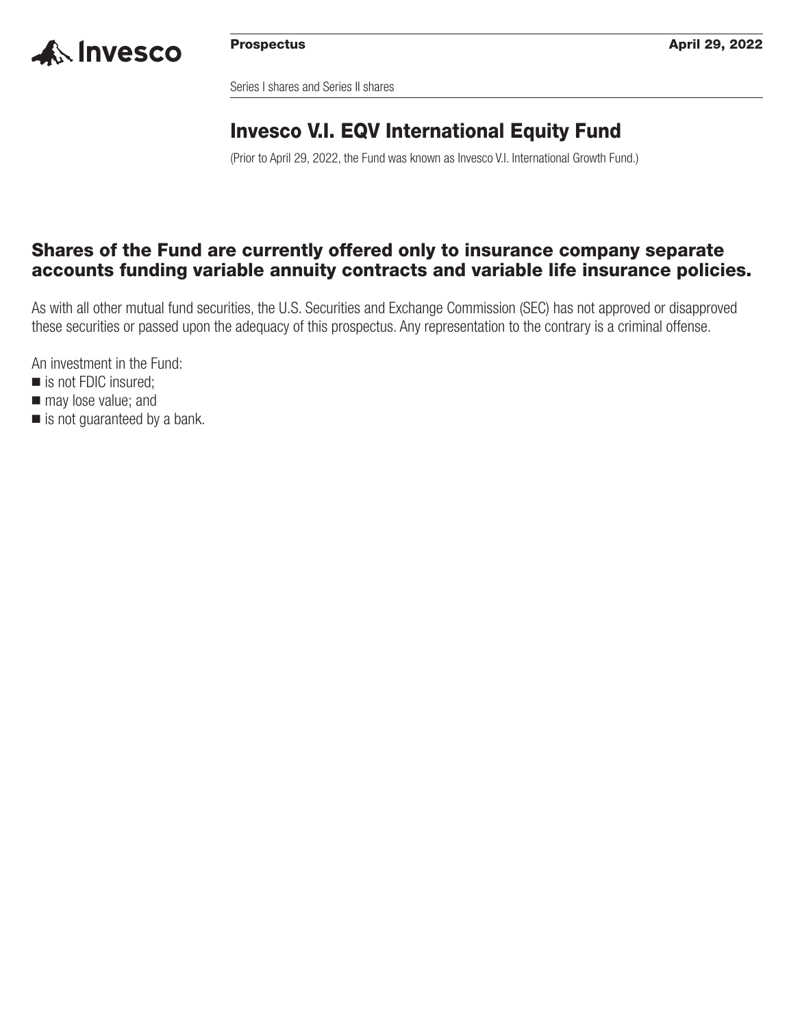Invesco

**Prospectus** **April 29, 2022**

Series I shares and Series II shares

# Invesco V.I. EQV International Equity Fund

(Prior to April 29, 2022, the Fund was known as Invesco V.I. International Growth Fund.)

## Shares of the Fund are currently offered only to insurance company separate accounts funding variable annuity contracts and variable life insurance policies.

As with all other mutual fund securities, the U.S. Securities and Exchange Commission (SEC) has not approved or disapproved these securities or passed upon the adequacy of this prospectus. Any representation to the contrary is a criminal offense.

An investment in the Fund:

- is not FDIC insured;
- may lose value; and
- is not guaranteed by a bank.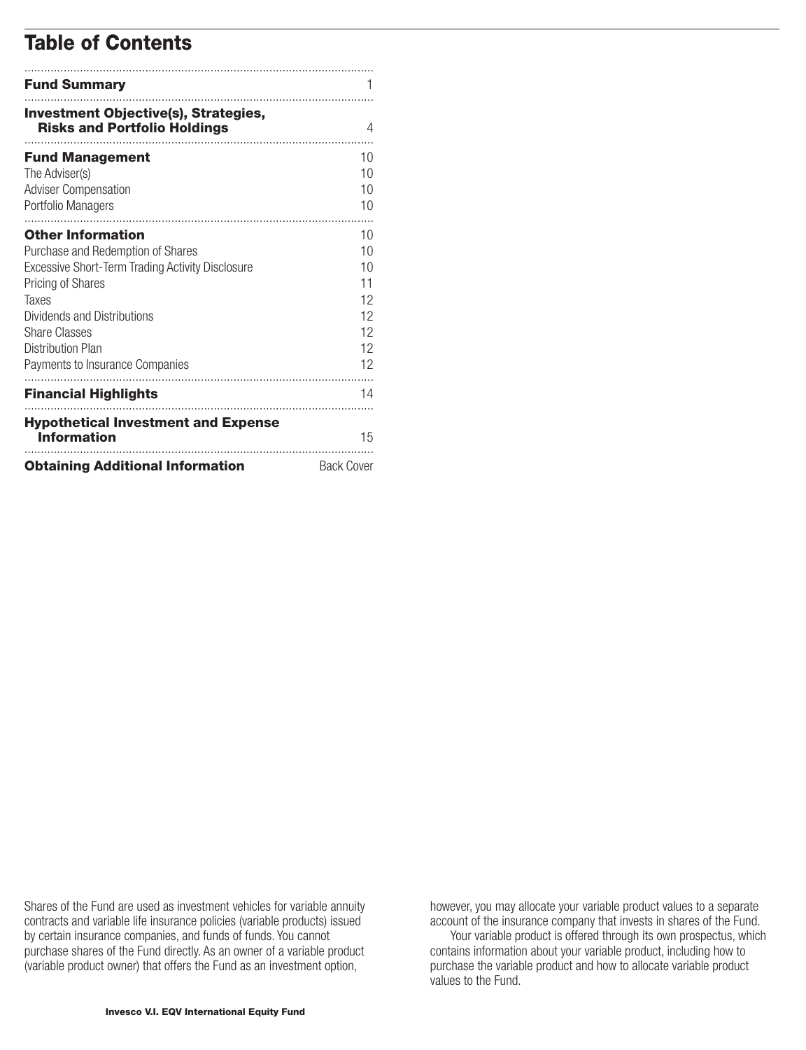## Table of Contents

| | |
|---|---|
| **Fund Summary** | 1 |
| **Investment Objective(s), Strategies, Risks and Portfolio Holdings** | 4 |
| **Fund Management** | 10 |
| The Adviser(s) | 10 |
| Adviser Compensation | 10 |
| Portfolio Managers | 10 |
| **Other Information** | 10 |
| Purchase and Redemption of Shares | 10 |
| Excessive Short-Term Trading Activity Disclosure | 10 |
| Pricing of Shares | 11 |
| Taxes | 12 |
| Dividends and Distributions | 12 |
| Share Classes | 12 |
| Distribution Plan | 12 |
| Payments to Insurance Companies | 12 |
| **Financial Highlights** | 14 |
| **Hypothetical Investment and Expense Information** | 15 |
| **Obtaining Additional Information** | Back Cover |

Shares of the Fund are used as investment vehicles for variable annuity contracts and variable life insurance policies (variable products) issued by certain insurance companies, and funds of funds. You cannot purchase shares of the Fund directly. As an owner of a variable product (variable product owner) that offers the Fund as an investment option, however, you may allocate your variable product values to a separate account of the insurance company that invests in shares of the Fund.

Your variable product is offered through its own prospectus, which contains information about your variable product, including how to purchase the variable product and how to allocate variable product values to the Fund.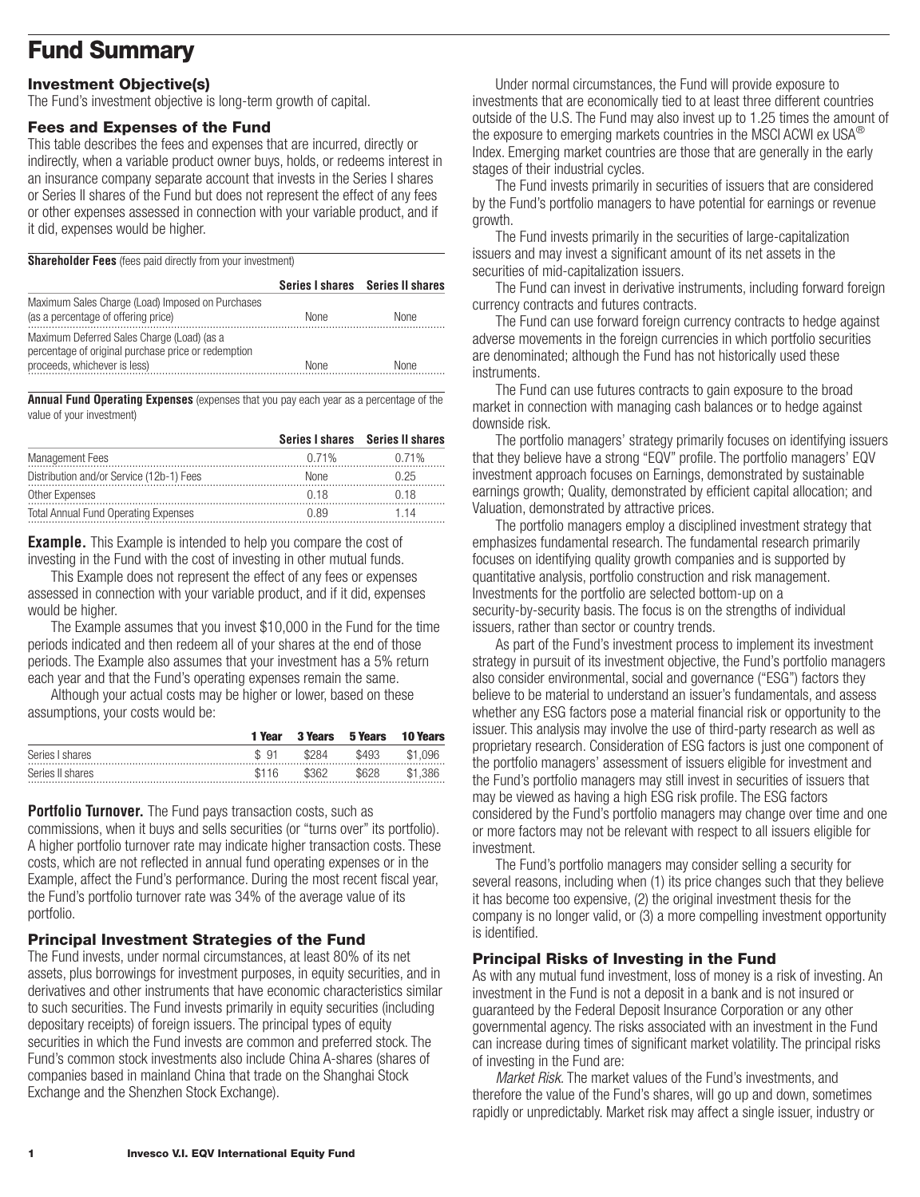# Fund Summary

### Investment Objective(s)

The Fund's investment objective is long-term growth of capital.

### Fees and Expenses of the Fund

This table describes the fees and expenses that are incurred, directly or indirectly, when a variable product owner buys, holds, or redeems interest in an insurance company separate account that invests in the Series I shares or Series II shares of the Fund but does not represent the effect of any fees or other expenses assessed in connection with your variable product, and if it did, expenses would be higher.

**Shareholder Fees** (fees paid directly from your investment)

| | Series I shares | Series II shares |
|---|---|---|
| Maximum Sales Charge (Load) Imposed on Purchases (as a percentage of offering price) | None | None |
| Maximum Deferred Sales Charge (Load) (as a percentage of original purchase price or redemption proceeds, whichever is less) | None | None |

**Annual Fund Operating Expenses** (expenses that you pay each year as a percentage of the value of your investment)

| | Series I shares | Series II shares |
|---|---|---|
| Management Fees | 0.71% | 0.71% |
| Distribution and/or Service (12b-1) Fees | None | 0.25 |
| Other Expenses | 0.18 | 0.18 |
| Total Annual Fund Operating Expenses | 0.89 | 1.14 |

**Example.** This Example is intended to help you compare the cost of investing in the Fund with the cost of investing in other mutual funds.

This Example does not represent the effect of any fees or expenses assessed in connection with your variable product, and if it did, expenses would be higher.

The Example assumes that you invest $10,000 in the Fund for the time periods indicated and then redeem all of your shares at the end of those periods. The Example also assumes that your investment has a 5% return each year and that the Fund's operating expenses remain the same.

Although your actual costs may be higher or lower, based on these assumptions, your costs would be:

| | 1 Year | 3 Years | 5 Years | 10 Years |
|---|---|---|---|---|
| Series I shares | $ 91 | $284 | $493 | $1,096 |
| Series II shares | $116 | $362 | $628 | $1,386 |

**Portfolio Turnover.** The Fund pays transaction costs, such as commissions, when it buys and sells securities (or "turns over" its portfolio). A higher portfolio turnover rate may indicate higher transaction costs. These costs, which are not reflected in annual fund operating expenses or in the Example, affect the Fund's performance. During the most recent fiscal year, the Fund's portfolio turnover rate was 34% of the average value of its portfolio.

### Principal Investment Strategies of the Fund

The Fund invests, under normal circumstances, at least 80% of its net assets, plus borrowings for investment purposes, in equity securities, and in derivatives and other instruments that have economic characteristics similar to such securities. The Fund invests primarily in equity securities (including depositary receipts) of foreign issuers. The principal types of equity securities in which the Fund invests are common and preferred stock. The Fund's common stock investments also include China A-shares (shares of companies based in mainland China that trade on the Shanghai Stock Exchange and the Shenzhen Stock Exchange).

Under normal circumstances, the Fund will provide exposure to investments that are economically tied to at least three different countries outside of the U.S. The Fund may also invest up to 1.25 times the amount of the exposure to emerging markets countries in the MSCI ACWI ex USA® Index. Emerging market countries are those that are generally in the early stages of their industrial cycles.

The Fund invests primarily in securities of issuers that are considered by the Fund's portfolio managers to have potential for earnings or revenue growth.

The Fund invests primarily in the securities of large-capitalization issuers and may invest a significant amount of its net assets in the securities of mid-capitalization issuers.

The Fund can invest in derivative instruments, including forward foreign currency contracts and futures contracts.

The Fund can use forward foreign currency contracts to hedge against adverse movements in the foreign currencies in which portfolio securities are denominated; although the Fund has not historically used these instruments.

The Fund can use futures contracts to gain exposure to the broad market in connection with managing cash balances or to hedge against downside risk.

The portfolio managers' strategy primarily focuses on identifying issuers that they believe have a strong "EQV" profile. The portfolio managers' EQV investment approach focuses on Earnings, demonstrated by sustainable earnings growth; Quality, demonstrated by efficient capital allocation; and Valuation, demonstrated by attractive prices.

The portfolio managers employ a disciplined investment strategy that emphasizes fundamental research. The fundamental research primarily focuses on identifying quality growth companies and is supported by quantitative analysis, portfolio construction and risk management. Investments for the portfolio are selected bottom-up on a security-by-security basis. The focus is on the strengths of individual issuers, rather than sector or country trends.

As part of the Fund's investment process to implement its investment strategy in pursuit of its investment objective, the Fund's portfolio managers also consider environmental, social and governance ("ESG") factors they believe to be material to understand an issuer's fundamentals, and assess whether any ESG factors pose a material financial risk or opportunity to the issuer. This analysis may involve the use of third-party research as well as proprietary research. Consideration of ESG factors is just one component of the portfolio managers' assessment of issuers eligible for investment and the Fund's portfolio managers may still invest in securities of issuers that may be viewed as having a high ESG risk profile. The ESG factors considered by the Fund's portfolio managers may change over time and one or more factors may not be relevant with respect to all issuers eligible for investment.

The Fund's portfolio managers may consider selling a security for several reasons, including when (1) its price changes such that they believe it has become too expensive, (2) the original investment thesis for the company is no longer valid, or (3) a more compelling investment opportunity is identified.

### Principal Risks of Investing in the Fund

As with any mutual fund investment, loss of money is a risk of investing. An investment in the Fund is not a deposit in a bank and is not insured or guaranteed by the Federal Deposit Insurance Corporation or any other governmental agency. The risks associated with an investment in the Fund can increase during times of significant market volatility. The principal risks of investing in the Fund are:

*Market Risk.* The market values of the Fund's investments, and therefore the value of the Fund's shares, will go up and down, sometimes rapidly or unpredictably. Market risk may affect a single issuer, industry or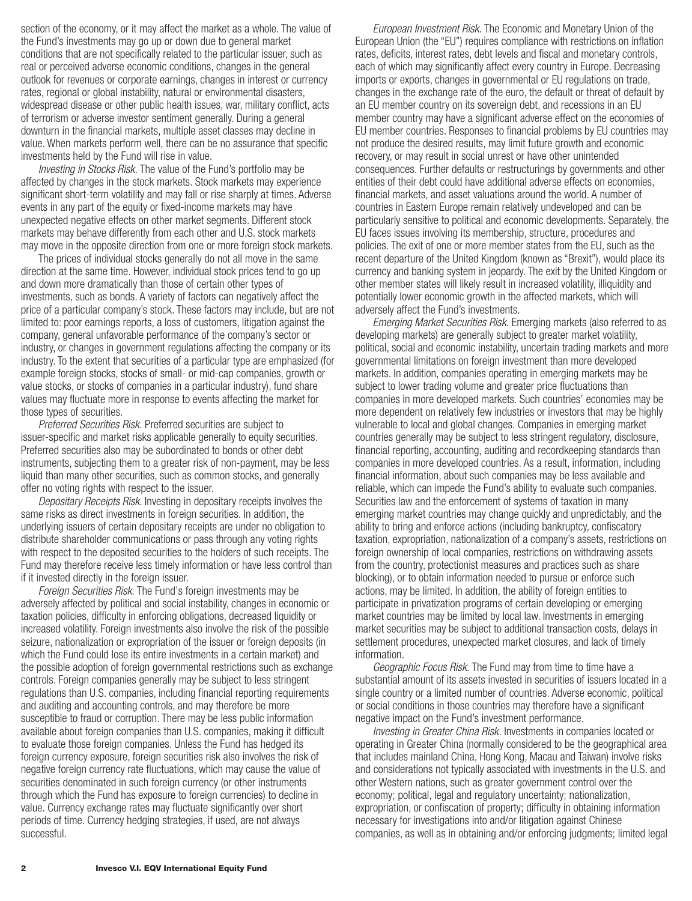section of the economy, or it may affect the market as a whole. The value of the Fund's investments may go up or down due to general market conditions that are not specifically related to the particular issuer, such as real or perceived adverse economic conditions, changes in the general outlook for revenues or corporate earnings, changes in interest or currency rates, regional or global instability, natural or environmental disasters, widespread disease or other public health issues, war, military conflict, acts of terrorism or adverse investor sentiment generally. During a general downturn in the financial markets, multiple asset classes may decline in value. When markets perform well, there can be no assurance that specific investments held by the Fund will rise in value.

*Investing in Stocks Risk.* The value of the Fund's portfolio may be affected by changes in the stock markets. Stock markets may experience significant short-term volatility and may fall or rise sharply at times. Adverse events in any part of the equity or fixed-income markets may have unexpected negative effects on other market segments. Different stock markets may behave differently from each other and U.S. stock markets may move in the opposite direction from one or more foreign stock markets.

The prices of individual stocks generally do not all move in the same direction at the same time. However, individual stock prices tend to go up and down more dramatically than those of certain other types of investments, such as bonds. A variety of factors can negatively affect the price of a particular company's stock. These factors may include, but are not limited to: poor earnings reports, a loss of customers, litigation against the company, general unfavorable performance of the company's sector or industry, or changes in government regulations affecting the company or its industry. To the extent that securities of a particular type are emphasized (for example foreign stocks, stocks of small- or mid-cap companies, growth or value stocks, or stocks of companies in a particular industry), fund share values may fluctuate more in response to events affecting the market for those types of securities.

*Preferred Securities Risk.* Preferred securities are subject to issuer-specific and market risks applicable generally to equity securities. Preferred securities also may be subordinated to bonds or other debt instruments, subjecting them to a greater risk of non-payment, may be less liquid than many other securities, such as common stocks, and generally offer no voting rights with respect to the issuer.

*Depositary Receipts Risk.* Investing in depositary receipts involves the same risks as direct investments in foreign securities. In addition, the underlying issuers of certain depositary receipts are under no obligation to distribute shareholder communications or pass through any voting rights with respect to the deposited securities to the holders of such receipts. The Fund may therefore receive less timely information or have less control than if it invested directly in the foreign issuer.

*Foreign Securities Risk.* The Fund's foreign investments may be adversely affected by political and social instability, changes in economic or taxation policies, difficulty in enforcing obligations, decreased liquidity or increased volatility. Foreign investments also involve the risk of the possible seizure, nationalization or expropriation of the issuer or foreign deposits (in which the Fund could lose its entire investments in a certain market) and the possible adoption of foreign governmental restrictions such as exchange controls. Foreign companies generally may be subject to less stringent regulations than U.S. companies, including financial reporting requirements and auditing and accounting controls, and may therefore be more susceptible to fraud or corruption. There may be less public information available about foreign companies than U.S. companies, making it difficult to evaluate those foreign companies. Unless the Fund has hedged its foreign currency exposure, foreign securities risk also involves the risk of negative foreign currency rate fluctuations, which may cause the value of securities denominated in such foreign currency (or other instruments through which the Fund has exposure to foreign currencies) to decline in value. Currency exchange rates may fluctuate significantly over short periods of time. Currency hedging strategies, if used, are not always successful.

*European Investment Risk.* The Economic and Monetary Union of the European Union (the "EU") requires compliance with restrictions on inflation rates, deficits, interest rates, debt levels and fiscal and monetary controls, each of which may significantly affect every country in Europe. Decreasing imports or exports, changes in governmental or EU regulations on trade, changes in the exchange rate of the euro, the default or threat of default by an EU member country on its sovereign debt, and recessions in an EU member country may have a significant adverse effect on the economies of EU member countries. Responses to financial problems by EU countries may not produce the desired results, may limit future growth and economic recovery, or may result in social unrest or have other unintended consequences. Further defaults or restructurings by governments and other entities of their debt could have additional adverse effects on economies, financial markets, and asset valuations around the world. A number of countries in Eastern Europe remain relatively undeveloped and can be particularly sensitive to political and economic developments. Separately, the EU faces issues involving its membership, structure, procedures and policies. The exit of one or more member states from the EU, such as the recent departure of the United Kingdom (known as "Brexit"), would place its currency and banking system in jeopardy. The exit by the United Kingdom or other member states will likely result in increased volatility, illiquidity and potentially lower economic growth in the affected markets, which will adversely affect the Fund's investments.

*Emerging Market Securities Risk.* Emerging markets (also referred to as developing markets) are generally subject to greater market volatility, political, social and economic instability, uncertain trading markets and more governmental limitations on foreign investment than more developed markets. In addition, companies operating in emerging markets may be subject to lower trading volume and greater price fluctuations than companies in more developed markets. Such countries' economies may be more dependent on relatively few industries or investors that may be highly vulnerable to local and global changes. Companies in emerging market countries generally may be subject to less stringent regulatory, disclosure, financial reporting, accounting, auditing and recordkeeping standards than companies in more developed countries. As a result, information, including financial information, about such companies may be less available and reliable, which can impede the Fund's ability to evaluate such companies. Securities law and the enforcement of systems of taxation in many emerging market countries may change quickly and unpredictably, and the ability to bring and enforce actions (including bankruptcy, confiscatory taxation, expropriation, nationalization of a company's assets, restrictions on foreign ownership of local companies, restrictions on withdrawing assets from the country, protectionist measures and practices such as share blocking), or to obtain information needed to pursue or enforce such actions, may be limited. In addition, the ability of foreign entities to participate in privatization programs of certain developing or emerging market countries may be limited by local law. Investments in emerging market securities may be subject to additional transaction costs, delays in settlement procedures, unexpected market closures, and lack of timely information.

*Geographic Focus Risk.* The Fund may from time to time have a substantial amount of its assets invested in securities of issuers located in a single country or a limited number of countries. Adverse economic, political or social conditions in those countries may therefore have a significant negative impact on the Fund's investment performance.

*Investing in Greater China Risk.* Investments in companies located or operating in Greater China (normally considered to be the geographical area that includes mainland China, Hong Kong, Macau and Taiwan) involve risks and considerations not typically associated with investments in the U.S. and other Western nations, such as greater government control over the economy; political, legal and regulatory uncertainty; nationalization, expropriation, or confiscation of property; difficulty in obtaining information necessary for investigations into and/or litigation against Chinese companies, as well as in obtaining and/or enforcing judgments; limited legal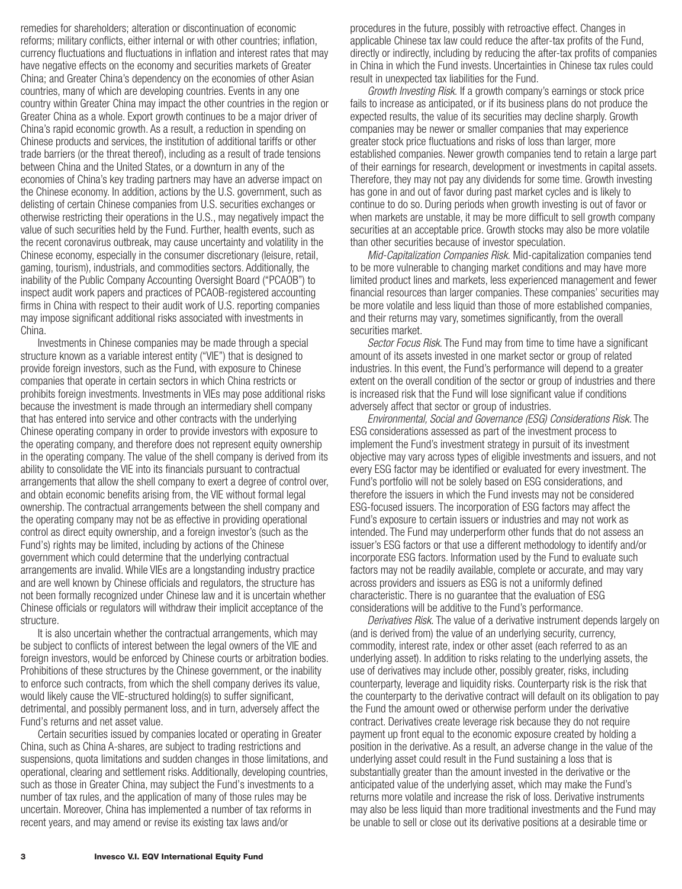remedies for shareholders; alteration or discontinuation of economic reforms; military conflicts, either internal or with other countries; inflation, currency fluctuations and fluctuations in inflation and interest rates that may have negative effects on the economy and securities markets of Greater China; and Greater China's dependency on the economies of other Asian countries, many of which are developing countries. Events in any one country within Greater China may impact the other countries in the region or Greater China as a whole. Export growth continues to be a major driver of China's rapid economic growth. As a result, a reduction in spending on Chinese products and services, the institution of additional tariffs or other trade barriers (or the threat thereof), including as a result of trade tensions between China and the United States, or a downturn in any of the economies of China's key trading partners may have an adverse impact on the Chinese economy. In addition, actions by the U.S. government, such as delisting of certain Chinese companies from U.S. securities exchanges or otherwise restricting their operations in the U.S., may negatively impact the value of such securities held by the Fund. Further, health events, such as the recent coronavirus outbreak, may cause uncertainty and volatility in the Chinese economy, especially in the consumer discretionary (leisure, retail, gaming, tourism), industrials, and commodities sectors. Additionally, the inability of the Public Company Accounting Oversight Board ("PCAOB") to inspect audit work papers and practices of PCAOB-registered accounting firms in China with respect to their audit work of U.S. reporting companies may impose significant additional risks associated with investments in China.

Investments in Chinese companies may be made through a special structure known as a variable interest entity ("VIE") that is designed to provide foreign investors, such as the Fund, with exposure to Chinese companies that operate in certain sectors in which China restricts or prohibits foreign investments. Investments in VIEs may pose additional risks because the investment is made through an intermediary shell company that has entered into service and other contracts with the underlying Chinese operating company in order to provide investors with exposure to the operating company, and therefore does not represent equity ownership in the operating company. The value of the shell company is derived from its ability to consolidate the VIE into its financials pursuant to contractual arrangements that allow the shell company to exert a degree of control over, and obtain economic benefits arising from, the VIE without formal legal ownership. The contractual arrangements between the shell company and the operating company may not be as effective in providing operational control as direct equity ownership, and a foreign investor's (such as the Fund's) rights may be limited, including by actions of the Chinese government which could determine that the underlying contractual arrangements are invalid. While VIEs are a longstanding industry practice and are well known by Chinese officials and regulators, the structure has not been formally recognized under Chinese law and it is uncertain whether Chinese officials or regulators will withdraw their implicit acceptance of the structure.

It is also uncertain whether the contractual arrangements, which may be subject to conflicts of interest between the legal owners of the VIE and foreign investors, would be enforced by Chinese courts or arbitration bodies. Prohibitions of these structures by the Chinese government, or the inability to enforce such contracts, from which the shell company derives its value, would likely cause the VIE-structured holding(s) to suffer significant, detrimental, and possibly permanent loss, and in turn, adversely affect the Fund's returns and net asset value.

Certain securities issued by companies located or operating in Greater China, such as China A-shares, are subject to trading restrictions and suspensions, quota limitations and sudden changes in those limitations, and operational, clearing and settlement risks. Additionally, developing countries, such as those in Greater China, may subject the Fund's investments to a number of tax rules, and the application of many of those rules may be uncertain. Moreover, China has implemented a number of tax reforms in recent years, and may amend or revise its existing tax laws and/or procedures in the future, possibly with retroactive effect. Changes in applicable Chinese tax law could reduce the after-tax profits of the Fund, directly or indirectly, including by reducing the after-tax profits of companies in China in which the Fund invests. Uncertainties in Chinese tax rules could result in unexpected tax liabilities for the Fund.

*Growth Investing Risk.* If a growth company's earnings or stock price fails to increase as anticipated, or if its business plans do not produce the expected results, the value of its securities may decline sharply. Growth companies may be newer or smaller companies that may experience greater stock price fluctuations and risks of loss than larger, more established companies. Newer growth companies tend to retain a large part of their earnings for research, development or investments in capital assets. Therefore, they may not pay any dividends for some time. Growth investing has gone in and out of favor during past market cycles and is likely to continue to do so. During periods when growth investing is out of favor or when markets are unstable, it may be more difficult to sell growth company securities at an acceptable price. Growth stocks may also be more volatile than other securities because of investor speculation.

*Mid-Capitalization Companies Risk.* Mid-capitalization companies tend to be more vulnerable to changing market conditions and may have more limited product lines and markets, less experienced management and fewer financial resources than larger companies. These companies' securities may be more volatile and less liquid than those of more established companies, and their returns may vary, sometimes significantly, from the overall securities market.

*Sector Focus Risk.* The Fund may from time to time have a significant amount of its assets invested in one market sector or group of related industries. In this event, the Fund's performance will depend to a greater extent on the overall condition of the sector or group of industries and there is increased risk that the Fund will lose significant value if conditions adversely affect that sector or group of industries.

*Environmental, Social and Governance (ESG) Considerations Risk.* The ESG considerations assessed as part of the investment process to implement the Fund's investment strategy in pursuit of its investment objective may vary across types of eligible investments and issuers, and not every ESG factor may be identified or evaluated for every investment. The Fund's portfolio will not be solely based on ESG considerations, and therefore the issuers in which the Fund invests may not be considered ESG-focused issuers. The incorporation of ESG factors may affect the Fund's exposure to certain issuers or industries and may not work as intended. The Fund may underperform other funds that do not assess an issuer's ESG factors or that use a different methodology to identify and/or incorporate ESG factors. Information used by the Fund to evaluate such factors may not be readily available, complete or accurate, and may vary across providers and issuers as ESG is not a uniformly defined characteristic. There is no guarantee that the evaluation of ESG considerations will be additive to the Fund's performance.

*Derivatives Risk.* The value of a derivative instrument depends largely on (and is derived from) the value of an underlying security, currency, commodity, interest rate, index or other asset (each referred to as an underlying asset). In addition to risks relating to the underlying assets, the use of derivatives may include other, possibly greater, risks, including counterparty, leverage and liquidity risks. Counterparty risk is the risk that the counterparty to the derivative contract will default on its obligation to pay the Fund the amount owed or otherwise perform under the derivative contract. Derivatives create leverage risk because they do not require payment up front equal to the economic exposure created by holding a position in the derivative. As a result, an adverse change in the value of the underlying asset could result in the Fund sustaining a loss that is substantially greater than the amount invested in the derivative or the anticipated value of the underlying asset, which may make the Fund's returns more volatile and increase the risk of loss. Derivative instruments may also be less liquid than more traditional investments and the Fund may be unable to sell or close out its derivative positions at a desirable time or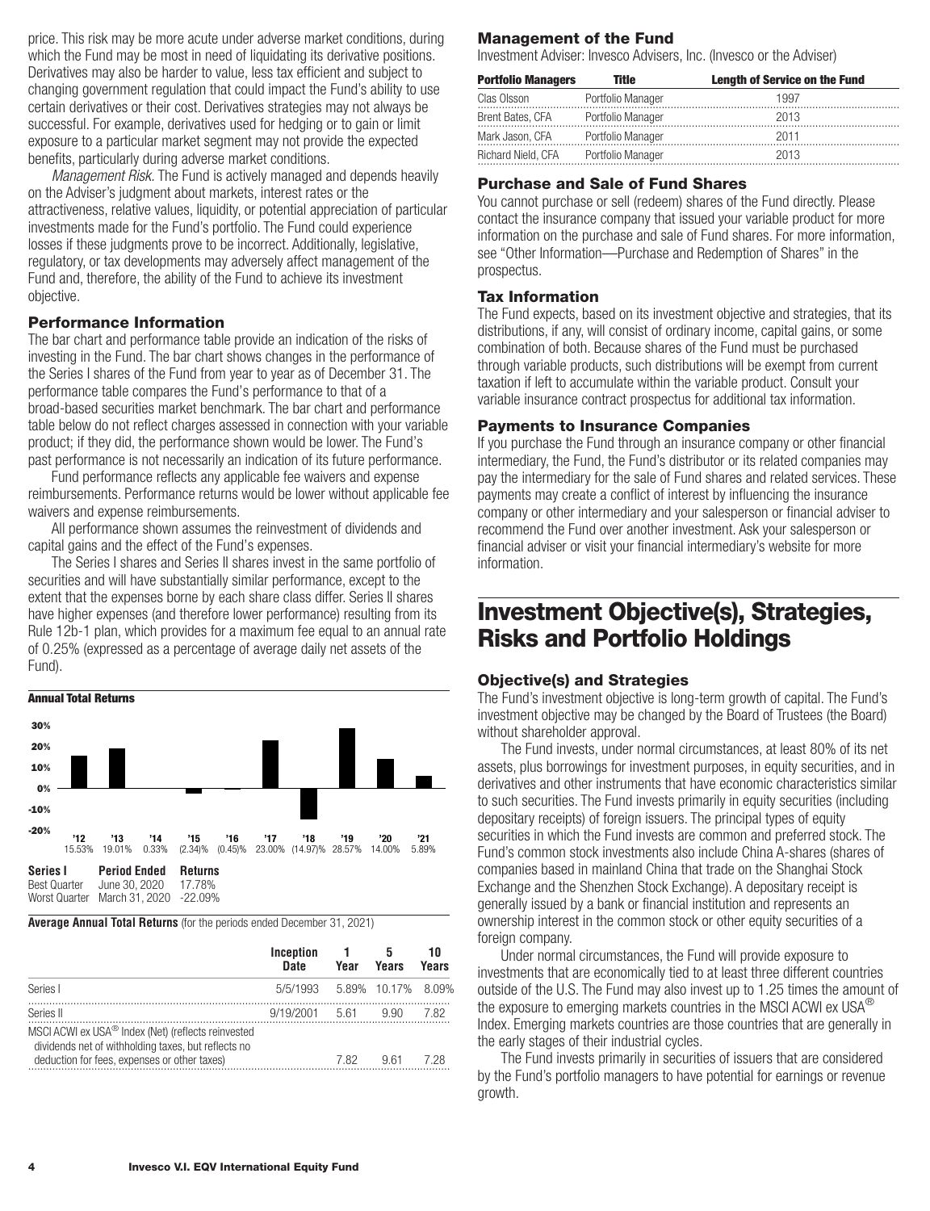price. This risk may be more acute under adverse market conditions, during which the Fund may be most in need of liquidating its derivative positions. Derivatives may also be harder to value, less tax efficient and subject to changing government regulation that could impact the Fund's ability to use certain derivatives or their cost. Derivatives strategies may not always be successful. For example, derivatives used for hedging or to gain or limit exposure to a particular market segment may not provide the expected benefits, particularly during adverse market conditions.

*Management Risk.* The Fund is actively managed and depends heavily on the Adviser's judgment about markets, interest rates or the attractiveness, relative values, liquidity, or potential appreciation of particular investments made for the Fund's portfolio. The Fund could experience losses if these judgments prove to be incorrect. Additionally, legislative, regulatory, or tax developments may adversely affect management of the Fund and, therefore, the ability of the Fund to achieve its investment objective.

### Performance Information

The bar chart and performance table provide an indication of the risks of investing in the Fund. The bar chart shows changes in the performance of the Series I shares of the Fund from year to year as of December 31. The performance table compares the Fund's performance to that of a broad-based securities market benchmark. The bar chart and performance table below do not reflect charges assessed in connection with your variable product; if they did, the performance shown would be lower. The Fund's past performance is not necessarily an indication of its future performance.

Fund performance reflects any applicable fee waivers and expense reimbursements. Performance returns would be lower without applicable fee waivers and expense reimbursements.

All performance shown assumes the reinvestment of dividends and capital gains and the effect of the Fund's expenses.

The Series I shares and Series II shares invest in the same portfolio of securities and will have substantially similar performance, except to the extent that the expenses borne by each share class differ. Series II shares have higher expenses (and therefore lower performance) resulting from its Rule 12b-1 plan, which provides for a maximum fee equal to an annual rate of 0.25% (expressed as a percentage of average daily net assets of the Fund).

**Annual Total Returns**

| '12 | '13 | '14 | '15 | '16 | '17 | '18 | '19 | '20 | '21 |
|---|---|---|---|---|---|---|---|---|---|
| 15.53% | 19.01% | 0.33% | (2.34)% | (0.45)% | 23.00% | (14.97)% | 28.57% | 14.00% | 5.89% |

| Series I | Period Ended | Returns |
|---|---|---|
| Best Quarter | June 30, 2020 | 17.78% |
| Worst Quarter | March 31, 2020 | -22.09% |

**Average Annual Total Returns** (for the periods ended December 31, 2021)

| | Inception Date | 1 Year | 5 Years | 10 Years |
|---|---|---|---|---|
| Series I | 5/5/1993 | 5.89% | 10.17% | 8.09% |
| Series II | 9/19/2001 | 5.61 | 9.90 | 7.82 |
| MSCI ACWI ex USA® Index (Net) (reflects reinvested dividends net of withholding taxes, but reflects no deduction for fees, expenses or other taxes) | | 7.82 | 9.61 | 7.28 |

### Management of the Fund

Investment Adviser: Invesco Advisers, Inc. (Invesco or the Adviser)

| Portfolio Managers | Title | Length of Service on the Fund |
|---|---|---|
| Clas Olsson | Portfolio Manager | 1997 |
| Brent Bates, CFA | Portfolio Manager | 2013 |
| Mark Jason, CFA | Portfolio Manager | 2011 |
| Richard Nield, CFA | Portfolio Manager | 2013 |

### Purchase and Sale of Fund Shares

You cannot purchase or sell (redeem) shares of the Fund directly. Please contact the insurance company that issued your variable product for more information on the purchase and sale of Fund shares. For more information, see "Other Information—Purchase and Redemption of Shares" in the prospectus.

### Tax Information

The Fund expects, based on its investment objective and strategies, that its distributions, if any, will consist of ordinary income, capital gains, or some combination of both. Because shares of the Fund must be purchased through variable products, such distributions will be exempt from current taxation if left to accumulate within the variable product. Consult your variable insurance contract prospectus for additional tax information.

### Payments to Insurance Companies

If you purchase the Fund through an insurance company or other financial intermediary, the Fund, the Fund's distributor or its related companies may pay the intermediary for the sale of Fund shares and related services. These payments may create a conflict of interest by influencing the insurance company or other intermediary and your salesperson or financial adviser to recommend the Fund over another investment. Ask your salesperson or financial adviser or visit your financial intermediary's website for more information.

## Investment Objective(s), Strategies, Risks and Portfolio Holdings

### Objective(s) and Strategies

The Fund's investment objective is long-term growth of capital. The Fund's investment objective may be changed by the Board of Trustees (the Board) without shareholder approval.

The Fund invests, under normal circumstances, at least 80% of its net assets, plus borrowings for investment purposes, in equity securities, and in derivatives and other instruments that have economic characteristics similar to such securities. The Fund invests primarily in equity securities (including depositary receipts) of foreign issuers. The principal types of equity securities in which the Fund invests are common and preferred stock. The Fund's common stock investments also include China A-shares (shares of companies based in mainland China that trade on the Shanghai Stock Exchange and the Shenzhen Stock Exchange). A depositary receipt is generally issued by a bank or financial institution and represents an ownership interest in the common stock or other equity securities of a foreign company.

Under normal circumstances, the Fund will provide exposure to investments that are economically tied to at least three different countries outside of the U.S. The Fund may also invest up to 1.25 times the amount of the exposure to emerging markets countries in the MSCI ACWI ex USA® Index. Emerging markets countries are those countries that are generally in the early stages of their industrial cycles.

The Fund invests primarily in securities of issuers that are considered by the Fund's portfolio managers to have potential for earnings or revenue growth.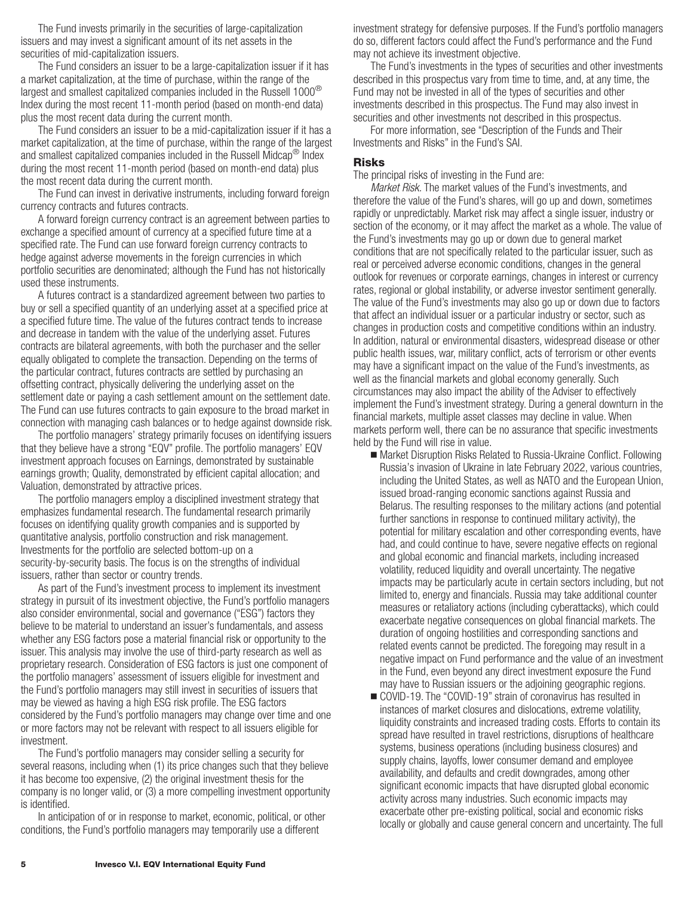The Fund invests primarily in the securities of large-capitalization issuers and may invest a significant amount of its net assets in the securities of mid-capitalization issuers.

The Fund considers an issuer to be a large-capitalization issuer if it has a market capitalization, at the time of purchase, within the range of the largest and smallest capitalized companies included in the Russell 1000® Index during the most recent 11-month period (based on month-end data) plus the most recent data during the current month.

The Fund considers an issuer to be a mid-capitalization issuer if it has a market capitalization, at the time of purchase, within the range of the largest and smallest capitalized companies included in the Russell Midcap® Index during the most recent 11-month period (based on month-end data) plus the most recent data during the current month.

The Fund can invest in derivative instruments, including forward foreign currency contracts and futures contracts.

A forward foreign currency contract is an agreement between parties to exchange a specified amount of currency at a specified future time at a specified rate. The Fund can use forward foreign currency contracts to hedge against adverse movements in the foreign currencies in which portfolio securities are denominated; although the Fund has not historically used these instruments.

A futures contract is a standardized agreement between two parties to buy or sell a specified quantity of an underlying asset at a specified price at a specified future time. The value of the futures contract tends to increase and decrease in tandem with the value of the underlying asset. Futures contracts are bilateral agreements, with both the purchaser and the seller equally obligated to complete the transaction. Depending on the terms of the particular contract, futures contracts are settled by purchasing an offsetting contract, physically delivering the underlying asset on the settlement date or paying a cash settlement amount on the settlement date. The Fund can use futures contracts to gain exposure to the broad market in connection with managing cash balances or to hedge against downside risk.

The portfolio managers' strategy primarily focuses on identifying issuers that they believe have a strong "EQV" profile. The portfolio managers' EQV investment approach focuses on Earnings, demonstrated by sustainable earnings growth; Quality, demonstrated by efficient capital allocation; and Valuation, demonstrated by attractive prices.

The portfolio managers employ a disciplined investment strategy that emphasizes fundamental research. The fundamental research primarily focuses on identifying quality growth companies and is supported by quantitative analysis, portfolio construction and risk management. Investments for the portfolio are selected bottom-up on a security-by-security basis. The focus is on the strengths of individual issuers, rather than sector or country trends.

As part of the Fund's investment process to implement its investment strategy in pursuit of its investment objective, the Fund's portfolio managers also consider environmental, social and governance ("ESG") factors they believe to be material to understand an issuer's fundamentals, and assess whether any ESG factors pose a material financial risk or opportunity to the issuer. This analysis may involve the use of third-party research as well as proprietary research. Consideration of ESG factors is just one component of the portfolio managers' assessment of issuers eligible for investment and the Fund's portfolio managers may still invest in securities of issuers that may be viewed as having a high ESG risk profile. The ESG factors considered by the Fund's portfolio managers may change over time and one or more factors may not be relevant with respect to all issuers eligible for investment.

The Fund's portfolio managers may consider selling a security for several reasons, including when (1) its price changes such that they believe it has become too expensive, (2) the original investment thesis for the company is no longer valid, or (3) a more compelling investment opportunity is identified.

In anticipation of or in response to market, economic, political, or other conditions, the Fund's portfolio managers may temporarily use a different investment strategy for defensive purposes. If the Fund's portfolio managers do so, different factors could affect the Fund's performance and the Fund may not achieve its investment objective.

The Fund's investments in the types of securities and other investments described in this prospectus vary from time to time, and, at any time, the Fund may not be invested in all of the types of securities and other investments described in this prospectus. The Fund may also invest in securities and other investments not described in this prospectus.

For more information, see "Description of the Funds and Their Investments and Risks" in the Fund's SAI.

## Risks

The principal risks of investing in the Fund are:

*Market Risk.* The market values of the Fund's investments, and therefore the value of the Fund's shares, will go up and down, sometimes rapidly or unpredictably. Market risk may affect a single issuer, industry or section of the economy, or it may affect the market as a whole. The value of the Fund's investments may go up or down due to general market conditions that are not specifically related to the particular issuer, such as real or perceived adverse economic conditions, changes in the general outlook for revenues or corporate earnings, changes in interest or currency rates, regional or global instability, or adverse investor sentiment generally. The value of the Fund's investments may also go up or down due to factors that affect an individual issuer or a particular industry or sector, such as changes in production costs and competitive conditions within an industry. In addition, natural or environmental disasters, widespread disease or other public health issues, war, military conflict, acts of terrorism or other events may have a significant impact on the value of the Fund's investments, as well as the financial markets and global economy generally. Such circumstances may also impact the ability of the Adviser to effectively implement the Fund's investment strategy. During a general downturn in the financial markets, multiple asset classes may decline in value. When markets perform well, there can be no assurance that specific investments held by the Fund will rise in value.

- Market Disruption Risks Related to Russia-Ukraine Conflict. Following Russia's invasion of Ukraine in late February 2022, various countries, including the United States, as well as NATO and the European Union, issued broad-ranging economic sanctions against Russia and Belarus. The resulting responses to the military actions (and potential further sanctions in response to continued military activity), the potential for military escalation and other corresponding events, have had, and could continue to have, severe negative effects on regional and global economic and financial markets, including increased volatility, reduced liquidity and overall uncertainty. The negative impacts may be particularly acute in certain sectors including, but not limited to, energy and financials. Russia may take additional counter measures or retaliatory actions (including cyberattacks), which could exacerbate negative consequences on global financial markets. The duration of ongoing hostilities and corresponding sanctions and related events cannot be predicted. The foregoing may result in a negative impact on Fund performance and the value of an investment in the Fund, even beyond any direct investment exposure the Fund may have to Russian issuers or the adjoining geographic regions.
- COVID-19. The "COVID-19" strain of coronavirus has resulted in instances of market closures and dislocations, extreme volatility, liquidity constraints and increased trading costs. Efforts to contain its spread have resulted in travel restrictions, disruptions of healthcare systems, business operations (including business closures) and supply chains, layoffs, lower consumer demand and employee availability, and defaults and credit downgrades, among other significant economic impacts that have disrupted global economic activity across many industries. Such economic impacts may exacerbate other pre-existing political, social and economic risks locally or globally and cause general concern and uncertainty. The full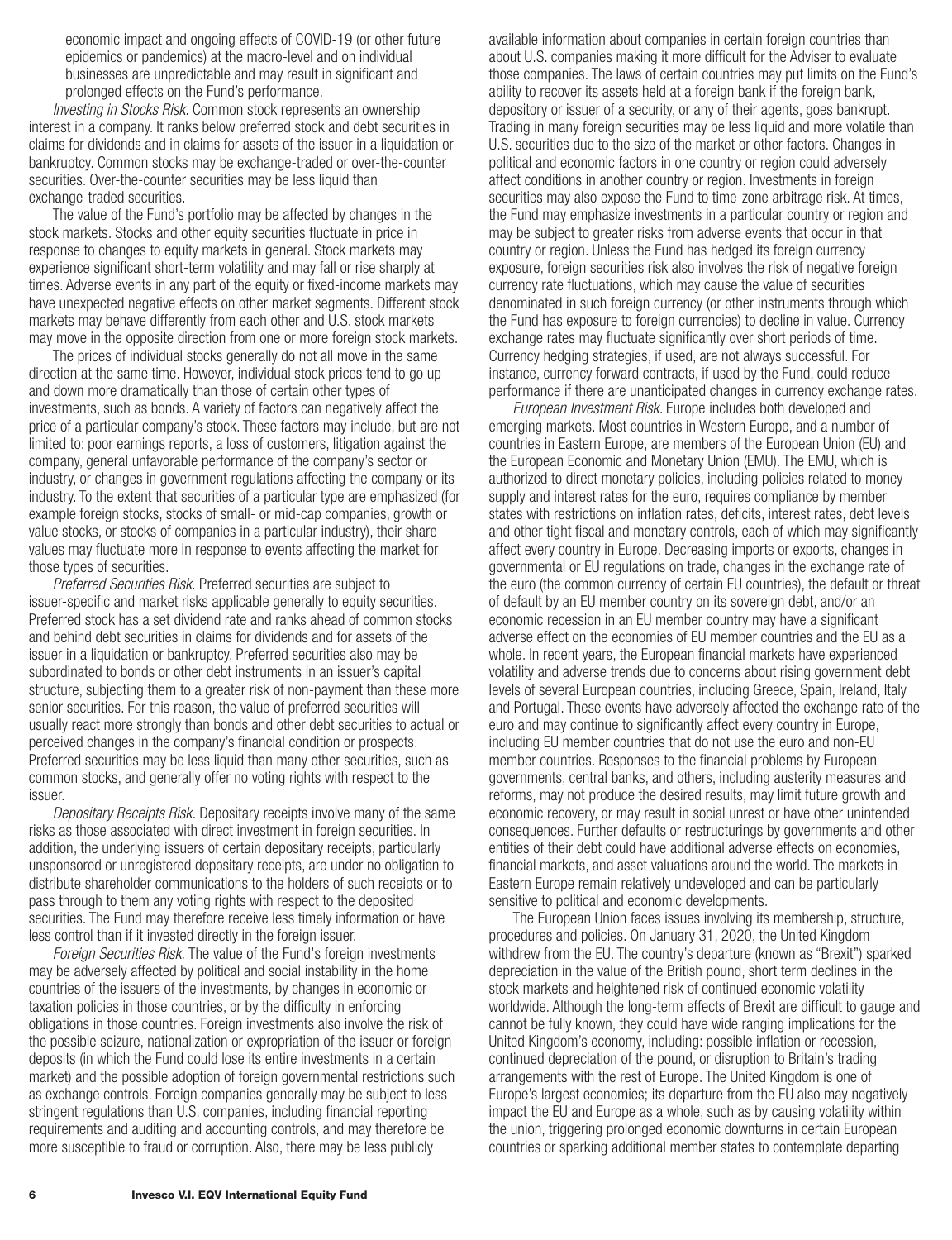economic impact and ongoing effects of COVID-19 (or other future epidemics or pandemics) at the macro-level and on individual businesses are unpredictable and may result in significant and prolonged effects on the Fund's performance.

*Investing in Stocks Risk.* Common stock represents an ownership interest in a company. It ranks below preferred stock and debt securities in claims for dividends and in claims for assets of the issuer in a liquidation or bankruptcy. Common stocks may be exchange-traded or over-the-counter securities. Over-the-counter securities may be less liquid than exchange-traded securities.

The value of the Fund's portfolio may be affected by changes in the stock markets. Stocks and other equity securities fluctuate in price in response to changes to equity markets in general. Stock markets may experience significant short-term volatility and may fall or rise sharply at times. Adverse events in any part of the equity or fixed-income markets may have unexpected negative effects on other market segments. Different stock markets may behave differently from each other and U.S. stock markets may move in the opposite direction from one or more foreign stock markets.

The prices of individual stocks generally do not all move in the same direction at the same time. However, individual stock prices tend to go up and down more dramatically than those of certain other types of investments, such as bonds. A variety of factors can negatively affect the price of a particular company's stock. These factors may include, but are not limited to: poor earnings reports, a loss of customers, litigation against the company, general unfavorable performance of the company's sector or industry, or changes in government regulations affecting the company or its industry. To the extent that securities of a particular type are emphasized (for example foreign stocks, stocks of small- or mid-cap companies, growth or value stocks, or stocks of companies in a particular industry), their share values may fluctuate more in response to events affecting the market for those types of securities.

*Preferred Securities Risk.* Preferred securities are subject to issuer-specific and market risks applicable generally to equity securities. Preferred stock has a set dividend rate and ranks ahead of common stocks and behind debt securities in claims for dividends and for assets of the issuer in a liquidation or bankruptcy. Preferred securities also may be subordinated to bonds or other debt instruments in an issuer's capital structure, subjecting them to a greater risk of non-payment than these more senior securities. For this reason, the value of preferred securities will usually react more strongly than bonds and other debt securities to actual or perceived changes in the company's financial condition or prospects. Preferred securities may be less liquid than many other securities, such as common stocks, and generally offer no voting rights with respect to the issuer.

*Depositary Receipts Risk.* Depositary receipts involve many of the same risks as those associated with direct investment in foreign securities. In addition, the underlying issuers of certain depositary receipts, particularly unsponsored or unregistered depositary receipts, are under no obligation to distribute shareholder communications to the holders of such receipts or to pass through to them any voting rights with respect to the deposited securities. The Fund may therefore receive less timely information or have less control than if it invested directly in the foreign issuer.

*Foreign Securities Risk.* The value of the Fund's foreign investments may be adversely affected by political and social instability in the home countries of the issuers of the investments, by changes in economic or taxation policies in those countries, or by the difficulty in enforcing obligations in those countries. Foreign investments also involve the risk of the possible seizure, nationalization or expropriation of the issuer or foreign deposits (in which the Fund could lose its entire investments in a certain market) and the possible adoption of foreign governmental restrictions such as exchange controls. Foreign companies generally may be subject to less stringent regulations than U.S. companies, including financial reporting requirements and auditing and accounting controls, and may therefore be more susceptible to fraud or corruption. Also, there may be less publicly available information about companies in certain foreign countries than about U.S. companies making it more difficult for the Adviser to evaluate those companies. The laws of certain countries may put limits on the Fund's ability to recover its assets held at a foreign bank if the foreign bank, depository or issuer of a security, or any of their agents, goes bankrupt. Trading in many foreign securities may be less liquid and more volatile than U.S. securities due to the size of the market or other factors. Changes in political and economic factors in one country or region could adversely affect conditions in another country or region. Investments in foreign securities may also expose the Fund to time-zone arbitrage risk. At times, the Fund may emphasize investments in a particular country or region and may be subject to greater risks from adverse events that occur in that country or region. Unless the Fund has hedged its foreign currency exposure, foreign securities risk also involves the risk of negative foreign currency rate fluctuations, which may cause the value of securities denominated in such foreign currency (or other instruments through which the Fund has exposure to foreign currencies) to decline in value. Currency exchange rates may fluctuate significantly over short periods of time. Currency hedging strategies, if used, are not always successful. For instance, currency forward contracts, if used by the Fund, could reduce performance if there are unanticipated changes in currency exchange rates.

*European Investment Risk.* Europe includes both developed and emerging markets. Most countries in Western Europe, and a number of countries in Eastern Europe, are members of the European Union (EU) and the European Economic and Monetary Union (EMU). The EMU, which is authorized to direct monetary policies, including policies related to money supply and interest rates for the euro, requires compliance by member states with restrictions on inflation rates, deficits, interest rates, debt levels and other tight fiscal and monetary controls, each of which may significantly affect every country in Europe. Decreasing imports or exports, changes in governmental or EU regulations on trade, changes in the exchange rate of the euro (the common currency of certain EU countries), the default or threat of default by an EU member country on its sovereign debt, and/or an economic recession in an EU member country may have a significant adverse effect on the economies of EU member countries and the EU as a whole. In recent years, the European financial markets have experienced volatility and adverse trends due to concerns about rising government debt levels of several European countries, including Greece, Spain, Ireland, Italy and Portugal. These events have adversely affected the exchange rate of the euro and may continue to significantly affect every country in Europe, including EU member countries that do not use the euro and non-EU member countries. Responses to the financial problems by European governments, central banks, and others, including austerity measures and reforms, may not produce the desired results, may limit future growth and economic recovery, or may result in social unrest or have other unintended consequences. Further defaults or restructurings by governments and other entities of their debt could have additional adverse effects on economies, financial markets, and asset valuations around the world. The markets in Eastern Europe remain relatively undeveloped and can be particularly sensitive to political and economic developments.

The European Union faces issues involving its membership, structure, procedures and policies. On January 31, 2020, the United Kingdom withdrew from the EU. The country's departure (known as "Brexit") sparked depreciation in the value of the British pound, short term declines in the stock markets and heightened risk of continued economic volatility worldwide. Although the long-term effects of Brexit are difficult to gauge and cannot be fully known, they could have wide ranging implications for the United Kingdom's economy, including: possible inflation or recession, continued depreciation of the pound, or disruption to Britain's trading arrangements with the rest of Europe. The United Kingdom is one of Europe's largest economies; its departure from the EU also may negatively impact the EU and Europe as a whole, such as by causing volatility within the union, triggering prolonged economic downturns in certain European countries or sparking additional member states to contemplate departing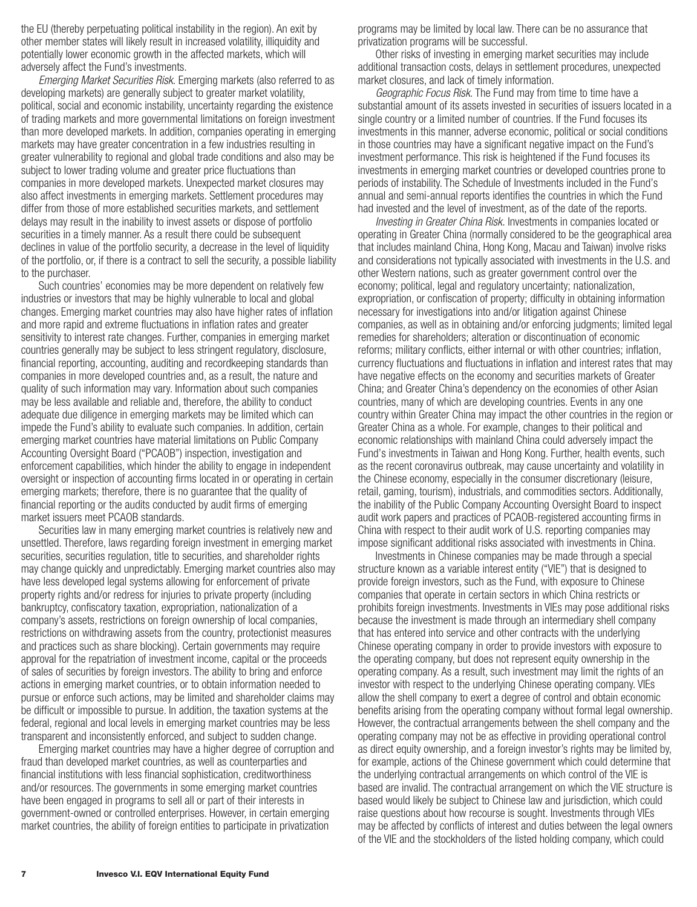the EU (thereby perpetuating political instability in the region). An exit by other member states will likely result in increased volatility, illiquidity and potentially lower economic growth in the affected markets, which will adversely affect the Fund's investments.

*Emerging Market Securities Risk.* Emerging markets (also referred to as developing markets) are generally subject to greater market volatility, political, social and economic instability, uncertainty regarding the existence of trading markets and more governmental limitations on foreign investment than more developed markets. In addition, companies operating in emerging markets may have greater concentration in a few industries resulting in greater vulnerability to regional and global trade conditions and also may be subject to lower trading volume and greater price fluctuations than companies in more developed markets. Unexpected market closures may also affect investments in emerging markets. Settlement procedures may differ from those of more established securities markets, and settlement delays may result in the inability to invest assets or dispose of portfolio securities in a timely manner. As a result there could be subsequent declines in value of the portfolio security, a decrease in the level of liquidity of the portfolio, or, if there is a contract to sell the security, a possible liability to the purchaser.

Such countries' economies may be more dependent on relatively few industries or investors that may be highly vulnerable to local and global changes. Emerging market countries may also have higher rates of inflation and more rapid and extreme fluctuations in inflation rates and greater sensitivity to interest rate changes. Further, companies in emerging market countries generally may be subject to less stringent regulatory, disclosure, financial reporting, accounting, auditing and recordkeeping standards than companies in more developed countries and, as a result, the nature and quality of such information may vary. Information about such companies may be less available and reliable and, therefore, the ability to conduct adequate due diligence in emerging markets may be limited which can impede the Fund's ability to evaluate such companies. In addition, certain emerging market countries have material limitations on Public Company Accounting Oversight Board ("PCAOB") inspection, investigation and enforcement capabilities, which hinder the ability to engage in independent oversight or inspection of accounting firms located in or operating in certain emerging markets; therefore, there is no guarantee that the quality of financial reporting or the audits conducted by audit firms of emerging market issuers meet PCAOB standards.

Securities law in many emerging market countries is relatively new and unsettled. Therefore, laws regarding foreign investment in emerging market securities, securities regulation, title to securities, and shareholder rights may change quickly and unpredictably. Emerging market countries also may have less developed legal systems allowing for enforcement of private property rights and/or redress for injuries to private property (including bankruptcy, confiscatory taxation, expropriation, nationalization of a company's assets, restrictions on foreign ownership of local companies, restrictions on withdrawing assets from the country, protectionist measures and practices such as share blocking). Certain governments may require approval for the repatriation of investment income, capital or the proceeds of sales of securities by foreign investors. The ability to bring and enforce actions in emerging market countries, or to obtain information needed to pursue or enforce such actions, may be limited and shareholder claims may be difficult or impossible to pursue. In addition, the taxation systems at the federal, regional and local levels in emerging market countries may be less transparent and inconsistently enforced, and subject to sudden change.

Emerging market countries may have a higher degree of corruption and fraud than developed market countries, as well as counterparties and financial institutions with less financial sophistication, creditworthiness and/or resources. The governments in some emerging market countries have been engaged in programs to sell all or part of their interests in government-owned or controlled enterprises. However, in certain emerging market countries, the ability of foreign entities to participate in privatization programs may be limited by local law. There can be no assurance that privatization programs will be successful.

Other risks of investing in emerging market securities may include additional transaction costs, delays in settlement procedures, unexpected market closures, and lack of timely information.

*Geographic Focus Risk.* The Fund may from time to time have a substantial amount of its assets invested in securities of issuers located in a single country or a limited number of countries. If the Fund focuses its investments in this manner, adverse economic, political or social conditions in those countries may have a significant negative impact on the Fund's investment performance. This risk is heightened if the Fund focuses its investments in emerging market countries or developed countries prone to periods of instability. The Schedule of Investments included in the Fund's annual and semi-annual reports identifies the countries in which the Fund had invested and the level of investment, as of the date of the reports.

*Investing in Greater China Risk.* Investments in companies located or operating in Greater China (normally considered to be the geographical area that includes mainland China, Hong Kong, Macau and Taiwan) involve risks and considerations not typically associated with investments in the U.S. and other Western nations, such as greater government control over the economy; political, legal and regulatory uncertainty; nationalization, expropriation, or confiscation of property; difficulty in obtaining information necessary for investigations into and/or litigation against Chinese companies, as well as in obtaining and/or enforcing judgments; limited legal remedies for shareholders; alteration or discontinuation of economic reforms; military conflicts, either internal or with other countries; inflation, currency fluctuations and fluctuations in inflation and interest rates that may have negative effects on the economy and securities markets of Greater China; and Greater China's dependency on the economies of other Asian countries, many of which are developing countries. Events in any one country within Greater China may impact the other countries in the region or Greater China as a whole. For example, changes to their political and economic relationships with mainland China could adversely impact the Fund's investments in Taiwan and Hong Kong. Further, health events, such as the recent coronavirus outbreak, may cause uncertainty and volatility in the Chinese economy, especially in the consumer discretionary (leisure, retail, gaming, tourism), industrials, and commodities sectors. Additionally, the inability of the Public Company Accounting Oversight Board to inspect audit work papers and practices of PCAOB-registered accounting firms in China with respect to their audit work of U.S. reporting companies may impose significant additional risks associated with investments in China.

Investments in Chinese companies may be made through a special structure known as a variable interest entity ("VIE") that is designed to provide foreign investors, such as the Fund, with exposure to Chinese companies that operate in certain sectors in which China restricts or prohibits foreign investments. Investments in VIEs may pose additional risks because the investment is made through an intermediary shell company that has entered into service and other contracts with the underlying Chinese operating company in order to provide investors with exposure to the operating company, but does not represent equity ownership in the operating company. As a result, such investment may limit the rights of an investor with respect to the underlying Chinese operating company. VIEs allow the shell company to exert a degree of control and obtain economic benefits arising from the operating company without formal legal ownership. However, the contractual arrangements between the shell company and the operating company may not be as effective in providing operational control as direct equity ownership, and a foreign investor's rights may be limited by, for example, actions of the Chinese government which could determine that the underlying contractual arrangements on which control of the VIE is based are invalid. The contractual arrangement on which the VIE structure is based would likely be subject to Chinese law and jurisdiction, which could raise questions about how recourse is sought. Investments through VIEs may be affected by conflicts of interest and duties between the legal owners of the VIE and the stockholders of the listed holding company, which could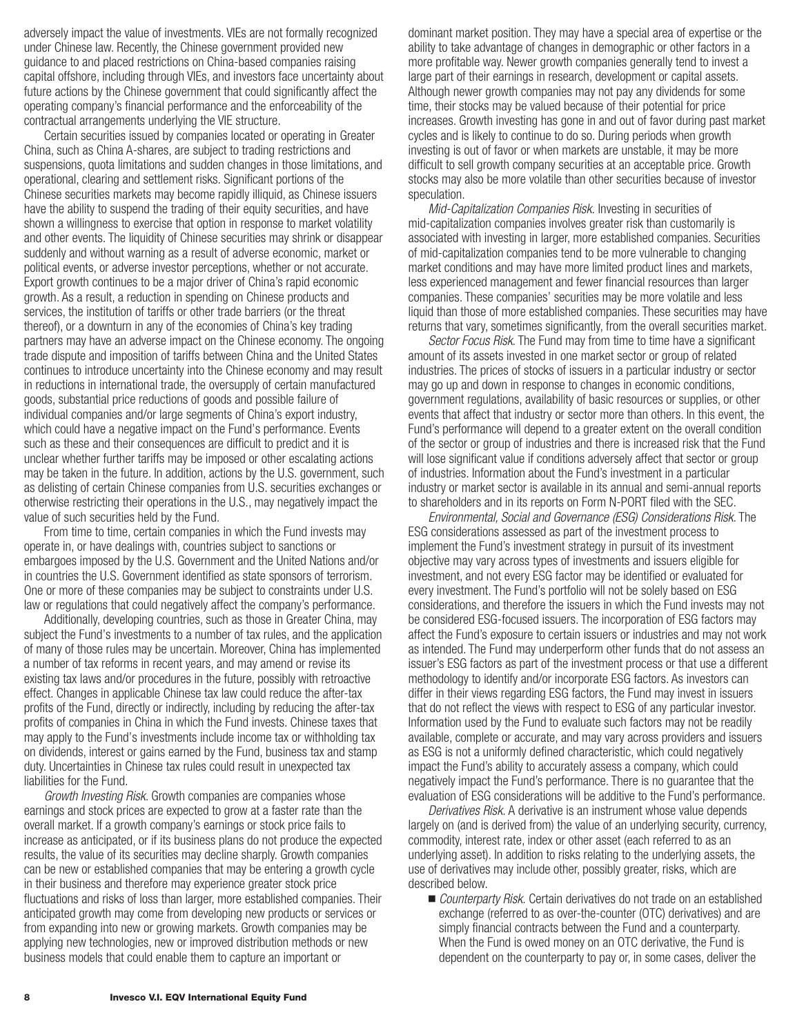adversely impact the value of investments. VIEs are not formally recognized under Chinese law. Recently, the Chinese government provided new guidance to and placed restrictions on China-based companies raising capital offshore, including through VIEs, and investors face uncertainty about future actions by the Chinese government that could significantly affect the operating company's financial performance and the enforceability of the contractual arrangements underlying the VIE structure.

Certain securities issued by companies located or operating in Greater China, such as China A-shares, are subject to trading restrictions and suspensions, quota limitations and sudden changes in those limitations, and operational, clearing and settlement risks. Significant portions of the Chinese securities markets may become rapidly illiquid, as Chinese issuers have the ability to suspend the trading of their equity securities, and have shown a willingness to exercise that option in response to market volatility and other events. The liquidity of Chinese securities may shrink or disappear suddenly and without warning as a result of adverse economic, market or political events, or adverse investor perceptions, whether or not accurate. Export growth continues to be a major driver of China's rapid economic growth. As a result, a reduction in spending on Chinese products and services, the institution of tariffs or other trade barriers (or the threat thereof), or a downturn in any of the economies of China's key trading partners may have an adverse impact on the Chinese economy. The ongoing trade dispute and imposition of tariffs between China and the United States continues to introduce uncertainty into the Chinese economy and may result in reductions in international trade, the oversupply of certain manufactured goods, substantial price reductions of goods and possible failure of individual companies and/or large segments of China's export industry, which could have a negative impact on the Fund's performance. Events such as these and their consequences are difficult to predict and it is unclear whether further tariffs may be imposed or other escalating actions may be taken in the future. In addition, actions by the U.S. government, such as delisting of certain Chinese companies from U.S. securities exchanges or otherwise restricting their operations in the U.S., may negatively impact the value of such securities held by the Fund.

From time to time, certain companies in which the Fund invests may operate in, or have dealings with, countries subject to sanctions or embargoes imposed by the U.S. Government and the United Nations and/or in countries the U.S. Government identified as state sponsors of terrorism. One or more of these companies may be subject to constraints under U.S. law or regulations that could negatively affect the company's performance.

Additionally, developing countries, such as those in Greater China, may subject the Fund's investments to a number of tax rules, and the application of many of those rules may be uncertain. Moreover, China has implemented a number of tax reforms in recent years, and may amend or revise its existing tax laws and/or procedures in the future, possibly with retroactive effect. Changes in applicable Chinese tax law could reduce the after-tax profits of the Fund, directly or indirectly, including by reducing the after-tax profits of companies in China in which the Fund invests. Chinese taxes that may apply to the Fund's investments include income tax or withholding tax on dividends, interest or gains earned by the Fund, business tax and stamp duty. Uncertainties in Chinese tax rules could result in unexpected tax liabilities for the Fund.

*Growth Investing Risk.* Growth companies are companies whose earnings and stock prices are expected to grow at a faster rate than the overall market. If a growth company's earnings or stock price fails to increase as anticipated, or if its business plans do not produce the expected results, the value of its securities may decline sharply. Growth companies can be new or established companies that may be entering a growth cycle in their business and therefore may experience greater stock price fluctuations and risks of loss than larger, more established companies. Their anticipated growth may come from developing new products or services or from expanding into new or growing markets. Growth companies may be applying new technologies, new or improved distribution methods or new business models that could enable them to capture an important or dominant market position. They may have a special area of expertise or the ability to take advantage of changes in demographic or other factors in a more profitable way. Newer growth companies generally tend to invest a large part of their earnings in research, development or capital assets. Although newer growth companies may not pay any dividends for some time, their stocks may be valued because of their potential for price increases. Growth investing has gone in and out of favor during past market cycles and is likely to continue to do so. During periods when growth investing is out of favor or when markets are unstable, it may be more difficult to sell growth company securities at an acceptable price. Growth stocks may also be more volatile than other securities because of investor speculation.

*Mid-Capitalization Companies Risk.* Investing in securities of mid-capitalization companies involves greater risk than customarily is associated with investing in larger, more established companies. Securities of mid-capitalization companies tend to be more vulnerable to changing market conditions and may have more limited product lines and markets, less experienced management and fewer financial resources than larger companies. These companies' securities may be more volatile and less liquid than those of more established companies. These securities may have returns that vary, sometimes significantly, from the overall securities market.

*Sector Focus Risk.* The Fund may from time to time have a significant amount of its assets invested in one market sector or group of related industries. The prices of stocks of issuers in a particular industry or sector may go up and down in response to changes in economic conditions, government regulations, availability of basic resources or supplies, or other events that affect that industry or sector more than others. In this event, the Fund's performance will depend to a greater extent on the overall condition of the sector or group of industries and there is increased risk that the Fund will lose significant value if conditions adversely affect that sector or group of industries. Information about the Fund's investment in a particular industry or market sector is available in its annual and semi-annual reports to shareholders and in its reports on Form N-PORT filed with the SEC.

*Environmental, Social and Governance (ESG) Considerations Risk.* The ESG considerations assessed as part of the investment process to implement the Fund's investment strategy in pursuit of its investment objective may vary across types of investments and issuers eligible for investment, and not every ESG factor may be identified or evaluated for every investment. The Fund's portfolio will not be solely based on ESG considerations, and therefore the issuers in which the Fund invests may not be considered ESG-focused issuers. The incorporation of ESG factors may affect the Fund's exposure to certain issuers or industries and may not work as intended. The Fund may underperform other funds that do not assess an issuer's ESG factors as part of the investment process or that use a different methodology to identify and/or incorporate ESG factors. As investors can differ in their views regarding ESG factors, the Fund may invest in issuers that do not reflect the views with respect to ESG of any particular investor. Information used by the Fund to evaluate such factors may not be readily available, complete or accurate, and may vary across providers and issuers as ESG is not a uniformly defined characteristic, which could negatively impact the Fund's ability to accurately assess a company, which could negatively impact the Fund's performance. There is no guarantee that the evaluation of ESG considerations will be additive to the Fund's performance.

*Derivatives Risk.* A derivative is an instrument whose value depends largely on (and is derived from) the value of an underlying security, currency, commodity, interest rate, index or other asset (each referred to as an underlying asset). In addition to risks relating to the underlying assets, the use of derivatives may include other, possibly greater, risks, which are described below.

- *Counterparty Risk.* Certain derivatives do not trade on an established exchange (referred to as over-the-counter (OTC) derivatives) and are simply financial contracts between the Fund and a counterparty. When the Fund is owed money on an OTC derivative, the Fund is dependent on the counterparty to pay or, in some cases, deliver the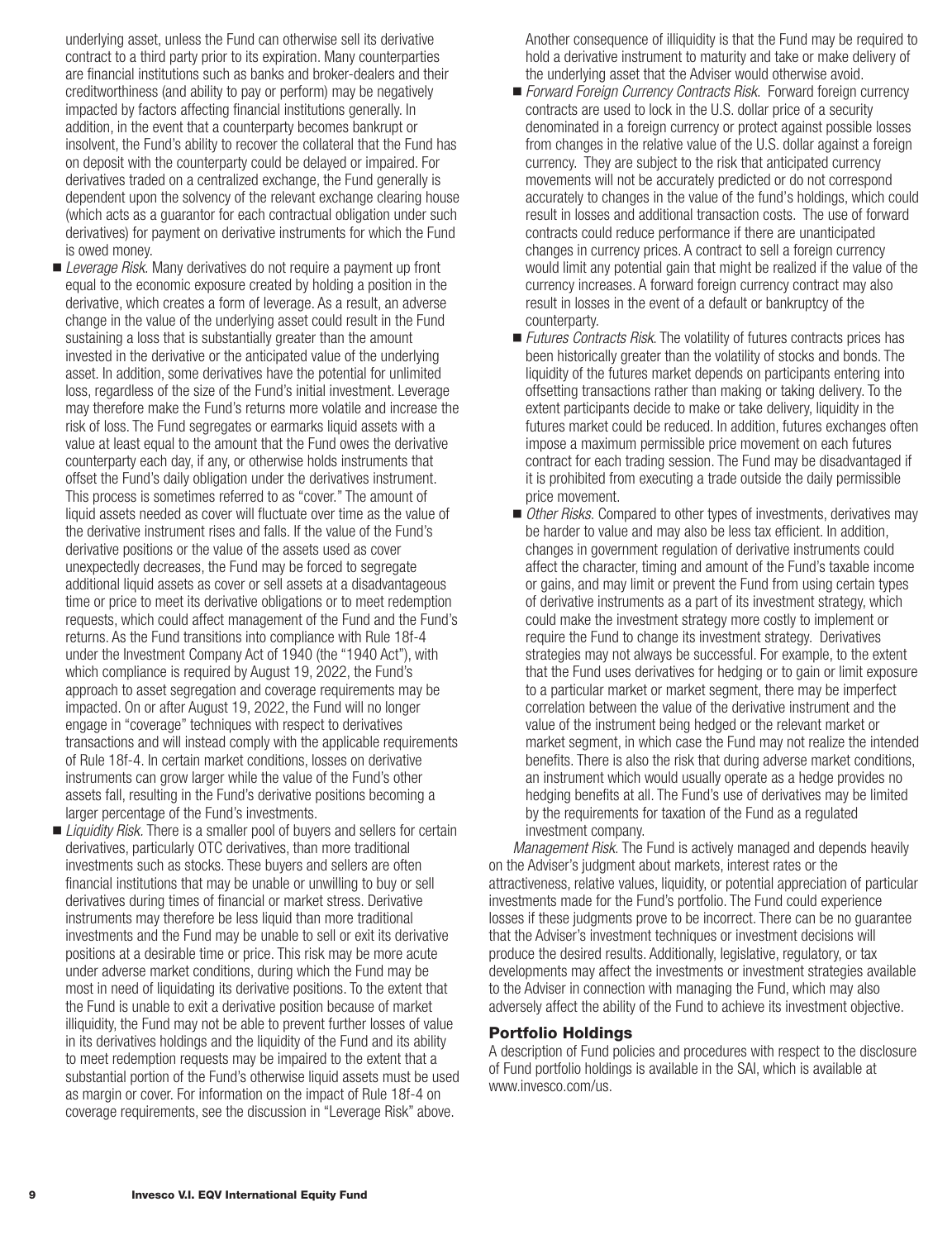underlying asset, unless the Fund can otherwise sell its derivative contract to a third party prior to its expiration. Many counterparties are financial institutions such as banks and broker-dealers and their creditworthiness (and ability to pay or perform) may be negatively impacted by factors affecting financial institutions generally. In addition, in the event that a counterparty becomes bankrupt or insolvent, the Fund's ability to recover the collateral that the Fund has on deposit with the counterparty could be delayed or impaired. For derivatives traded on a centralized exchange, the Fund generally is dependent upon the solvency of the relevant exchange clearing house (which acts as a guarantor for each contractual obligation under such derivatives) for payment on derivative instruments for which the Fund is owed money.

- *Leverage Risk.* Many derivatives do not require a payment up front equal to the economic exposure created by holding a position in the derivative, which creates a form of leverage. As a result, an adverse change in the value of the underlying asset could result in the Fund sustaining a loss that is substantially greater than the amount invested in the derivative or the anticipated value of the underlying asset. In addition, some derivatives have the potential for unlimited loss, regardless of the size of the Fund's initial investment. Leverage may therefore make the Fund's returns more volatile and increase the risk of loss. The Fund segregates or earmarks liquid assets with a value at least equal to the amount that the Fund owes the derivative counterparty each day, if any, or otherwise holds instruments that offset the Fund's daily obligation under the derivatives instrument. This process is sometimes referred to as "cover." The amount of liquid assets needed as cover will fluctuate over time as the value of the derivative instrument rises and falls. If the value of the Fund's derivative positions or the value of the assets used as cover unexpectedly decreases, the Fund may be forced to segregate additional liquid assets as cover or sell assets at a disadvantageous time or price to meet its derivative obligations or to meet redemption requests, which could affect management of the Fund and the Fund's returns. As the Fund transitions into compliance with Rule 18f-4 under the Investment Company Act of 1940 (the "1940 Act"), with which compliance is required by August 19, 2022, the Fund's approach to asset segregation and coverage requirements may be impacted. On or after August 19, 2022, the Fund will no longer engage in "coverage" techniques with respect to derivatives transactions and will instead comply with the applicable requirements of Rule 18f-4. In certain market conditions, losses on derivative instruments can grow larger while the value of the Fund's other assets fall, resulting in the Fund's derivative positions becoming a larger percentage of the Fund's investments.
- *Liquidity Risk.* There is a smaller pool of buyers and sellers for certain derivatives, particularly OTC derivatives, than more traditional investments such as stocks. These buyers and sellers are often financial institutions that may be unable or unwilling to buy or sell derivatives during times of financial or market stress. Derivative instruments may therefore be less liquid than more traditional investments and the Fund may be unable to sell or exit its derivative positions at a desirable time or price. This risk may be more acute under adverse market conditions, during which the Fund may be most in need of liquidating its derivative positions. To the extent that the Fund is unable to exit a derivative position because of market illiquidity, the Fund may not be able to prevent further losses of value in its derivatives holdings and the liquidity of the Fund and its ability to meet redemption requests may be impaired to the extent that a substantial portion of the Fund's otherwise liquid assets must be used as margin or cover. For information on the impact of Rule 18f-4 on coverage requirements, see the discussion in "Leverage Risk" above. Another consequence of illiquidity is that the Fund may be required to hold a derivative instrument to maturity and take or make delivery of the underlying asset that the Adviser would otherwise avoid.
- *Forward Foreign Currency Contracts Risk.* Forward foreign currency contracts are used to lock in the U.S. dollar price of a security denominated in a foreign currency or protect against possible losses from changes in the relative value of the U.S. dollar against a foreign currency. They are subject to the risk that anticipated currency movements will not be accurately predicted or do not correspond accurately to changes in the value of the fund's holdings, which could result in losses and additional transaction costs. The use of forward contracts could reduce performance if there are unanticipated changes in currency prices. A contract to sell a foreign currency would limit any potential gain that might be realized if the value of the currency increases. A forward foreign currency contract may also result in losses in the event of a default or bankruptcy of the counterparty.
- *Futures Contracts Risk.* The volatility of futures contracts prices has been historically greater than the volatility of stocks and bonds. The liquidity of the futures market depends on participants entering into offsetting transactions rather than making or taking delivery. To the extent participants decide to make or take delivery, liquidity in the futures market could be reduced. In addition, futures exchanges often impose a maximum permissible price movement on each futures contract for each trading session. The Fund may be disadvantaged if it is prohibited from executing a trade outside the daily permissible price movement.
- *Other Risks.* Compared to other types of investments, derivatives may be harder to value and may also be less tax efficient. In addition, changes in government regulation of derivative instruments could affect the character, timing and amount of the Fund's taxable income or gains, and may limit or prevent the Fund from using certain types of derivative instruments as a part of its investment strategy, which could make the investment strategy more costly to implement or require the Fund to change its investment strategy. Derivatives strategies may not always be successful. For example, to the extent that the Fund uses derivatives for hedging or to gain or limit exposure to a particular market or market segment, there may be imperfect correlation between the value of the derivative instrument and the value of the instrument being hedged or the relevant market or market segment, in which case the Fund may not realize the intended benefits. There is also the risk that during adverse market conditions, an instrument which would usually operate as a hedge provides no hedging benefits at all. The Fund's use of derivatives may be limited by the requirements for taxation of the Fund as a regulated investment company.

*Management Risk.* The Fund is actively managed and depends heavily on the Adviser's judgment about markets, interest rates or the attractiveness, relative values, liquidity, or potential appreciation of particular investments made for the Fund's portfolio. The Fund could experience losses if these judgments prove to be incorrect. There can be no guarantee that the Adviser's investment techniques or investment decisions will produce the desired results. Additionally, legislative, regulatory, or tax developments may affect the investments or investment strategies available to the Adviser in connection with managing the Fund, which may also adversely affect the ability of the Fund to achieve its investment objective.

## Portfolio Holdings

A description of Fund policies and procedures with respect to the disclosure of Fund portfolio holdings is available in the SAI, which is available at www.invesco.com/us.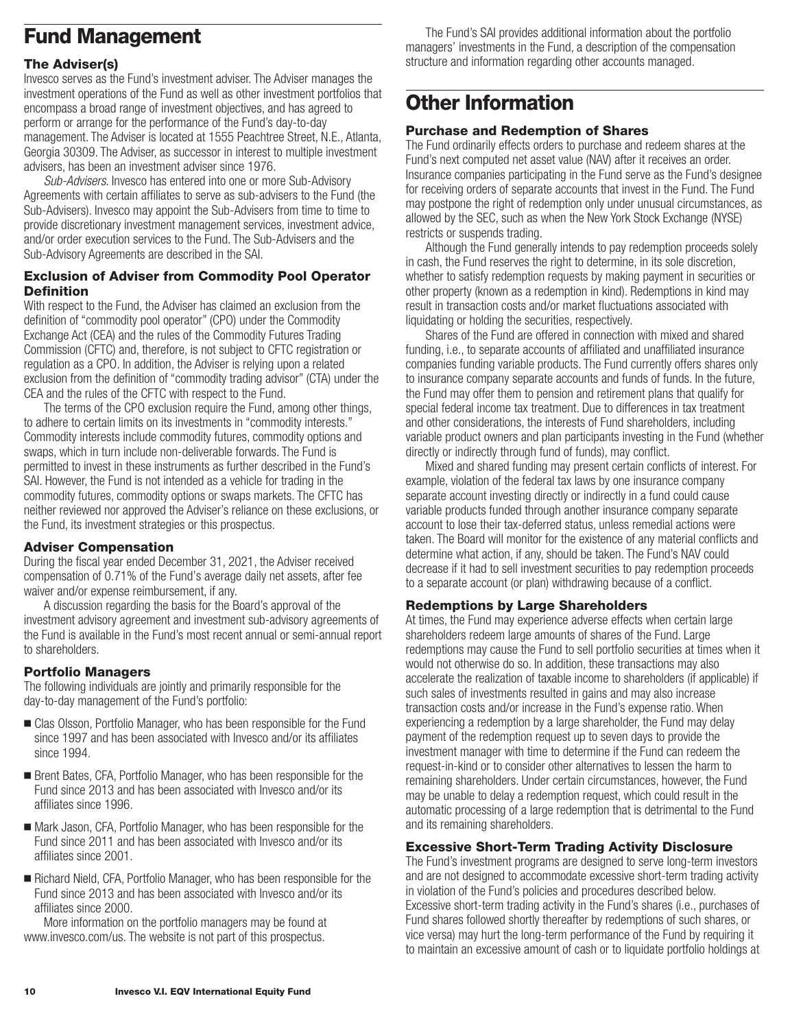# Fund Management

### The Adviser(s)

Invesco serves as the Fund's investment adviser. The Adviser manages the investment operations of the Fund as well as other investment portfolios that encompass a broad range of investment objectives, and has agreed to perform or arrange for the performance of the Fund's day-to-day management. The Adviser is located at 1555 Peachtree Street, N.E., Atlanta, Georgia 30309. The Adviser, as successor in interest to multiple investment advisers, has been an investment adviser since 1976.

*Sub-Advisers.* Invesco has entered into one or more Sub-Advisory Agreements with certain affiliates to serve as sub-advisers to the Fund (the Sub-Advisers). Invesco may appoint the Sub-Advisers from time to time to provide discretionary investment management services, investment advice, and/or order execution services to the Fund. The Sub-Advisers and the Sub-Advisory Agreements are described in the SAI.

### Exclusion of Adviser from Commodity Pool Operator Definition

With respect to the Fund, the Adviser has claimed an exclusion from the definition of "commodity pool operator" (CPO) under the Commodity Exchange Act (CEA) and the rules of the Commodity Futures Trading Commission (CFTC) and, therefore, is not subject to CFTC registration or regulation as a CPO. In addition, the Adviser is relying upon a related exclusion from the definition of "commodity trading advisor" (CTA) under the CEA and the rules of the CFTC with respect to the Fund.

The terms of the CPO exclusion require the Fund, among other things, to adhere to certain limits on its investments in "commodity interests." Commodity interests include commodity futures, commodity options and swaps, which in turn include non-deliverable forwards. The Fund is permitted to invest in these instruments as further described in the Fund's SAI. However, the Fund is not intended as a vehicle for trading in the commodity futures, commodity options or swaps markets. The CFTC has neither reviewed nor approved the Adviser's reliance on these exclusions, or the Fund, its investment strategies or this prospectus.

### Adviser Compensation

During the fiscal year ended December 31, 2021, the Adviser received compensation of 0.71% of the Fund's average daily net assets, after fee waiver and/or expense reimbursement, if any.

A discussion regarding the basis for the Board's approval of the investment advisory agreement and investment sub-advisory agreements of the Fund is available in the Fund's most recent annual or semi-annual report to shareholders.

### Portfolio Managers

The following individuals are jointly and primarily responsible for the day-to-day management of the Fund's portfolio:

- Clas Olsson, Portfolio Manager, who has been responsible for the Fund since 1997 and has been associated with Invesco and/or its affiliates since 1994.
- Brent Bates, CFA, Portfolio Manager, who has been responsible for the Fund since 2013 and has been associated with Invesco and/or its affiliates since 1996.
- Mark Jason, CFA, Portfolio Manager, who has been responsible for the Fund since 2011 and has been associated with Invesco and/or its affiliates since 2001.
- Richard Nield, CFA, Portfolio Manager, who has been responsible for the Fund since 2013 and has been associated with Invesco and/or its affiliates since 2000.

More information on the portfolio managers may be found at www.invesco.com/us. The website is not part of this prospectus.

The Fund's SAI provides additional information about the portfolio managers' investments in the Fund, a description of the compensation structure and information regarding other accounts managed.

# Other Information

### Purchase and Redemption of Shares

The Fund ordinarily effects orders to purchase and redeem shares at the Fund's next computed net asset value (NAV) after it receives an order. Insurance companies participating in the Fund serve as the Fund's designee for receiving orders of separate accounts that invest in the Fund. The Fund may postpone the right of redemption only under unusual circumstances, as allowed by the SEC, such as when the New York Stock Exchange (NYSE) restricts or suspends trading.

Although the Fund generally intends to pay redemption proceeds solely in cash, the Fund reserves the right to determine, in its sole discretion, whether to satisfy redemption requests by making payment in securities or other property (known as a redemption in kind). Redemptions in kind may result in transaction costs and/or market fluctuations associated with liquidating or holding the securities, respectively.

Shares of the Fund are offered in connection with mixed and shared funding, i.e., to separate accounts of affiliated and unaffiliated insurance companies funding variable products. The Fund currently offers shares only to insurance company separate accounts and funds of funds. In the future, the Fund may offer them to pension and retirement plans that qualify for special federal income tax treatment. Due to differences in tax treatment and other considerations, the interests of Fund shareholders, including variable product owners and plan participants investing in the Fund (whether directly or indirectly through fund of funds), may conflict.

Mixed and shared funding may present certain conflicts of interest. For example, violation of the federal tax laws by one insurance company separate account investing directly or indirectly in a fund could cause variable products funded through another insurance company separate account to lose their tax-deferred status, unless remedial actions were taken. The Board will monitor for the existence of any material conflicts and determine what action, if any, should be taken. The Fund's NAV could decrease if it had to sell investment securities to pay redemption proceeds to a separate account (or plan) withdrawing because of a conflict.

### Redemptions by Large Shareholders

At times, the Fund may experience adverse effects when certain large shareholders redeem large amounts of shares of the Fund. Large redemptions may cause the Fund to sell portfolio securities at times when it would not otherwise do so. In addition, these transactions may also accelerate the realization of taxable income to shareholders (if applicable) if such sales of investments resulted in gains and may also increase transaction costs and/or increase in the Fund's expense ratio. When experiencing a redemption by a large shareholder, the Fund may delay payment of the redemption request up to seven days to provide the investment manager with time to determine if the Fund can redeem the request-in-kind or to consider other alternatives to lessen the harm to remaining shareholders. Under certain circumstances, however, the Fund may be unable to delay a redemption request, which could result in the automatic processing of a large redemption that is detrimental to the Fund and its remaining shareholders.

### Excessive Short-Term Trading Activity Disclosure

The Fund's investment programs are designed to serve long-term investors and are not designed to accommodate excessive short-term trading activity in violation of the Fund's policies and procedures described below. Excessive short-term trading activity in the Fund's shares (i.e., purchases of Fund shares followed shortly thereafter by redemptions of such shares, or vice versa) may hurt the long-term performance of the Fund by requiring it to maintain an excessive amount of cash or to liquidate portfolio holdings at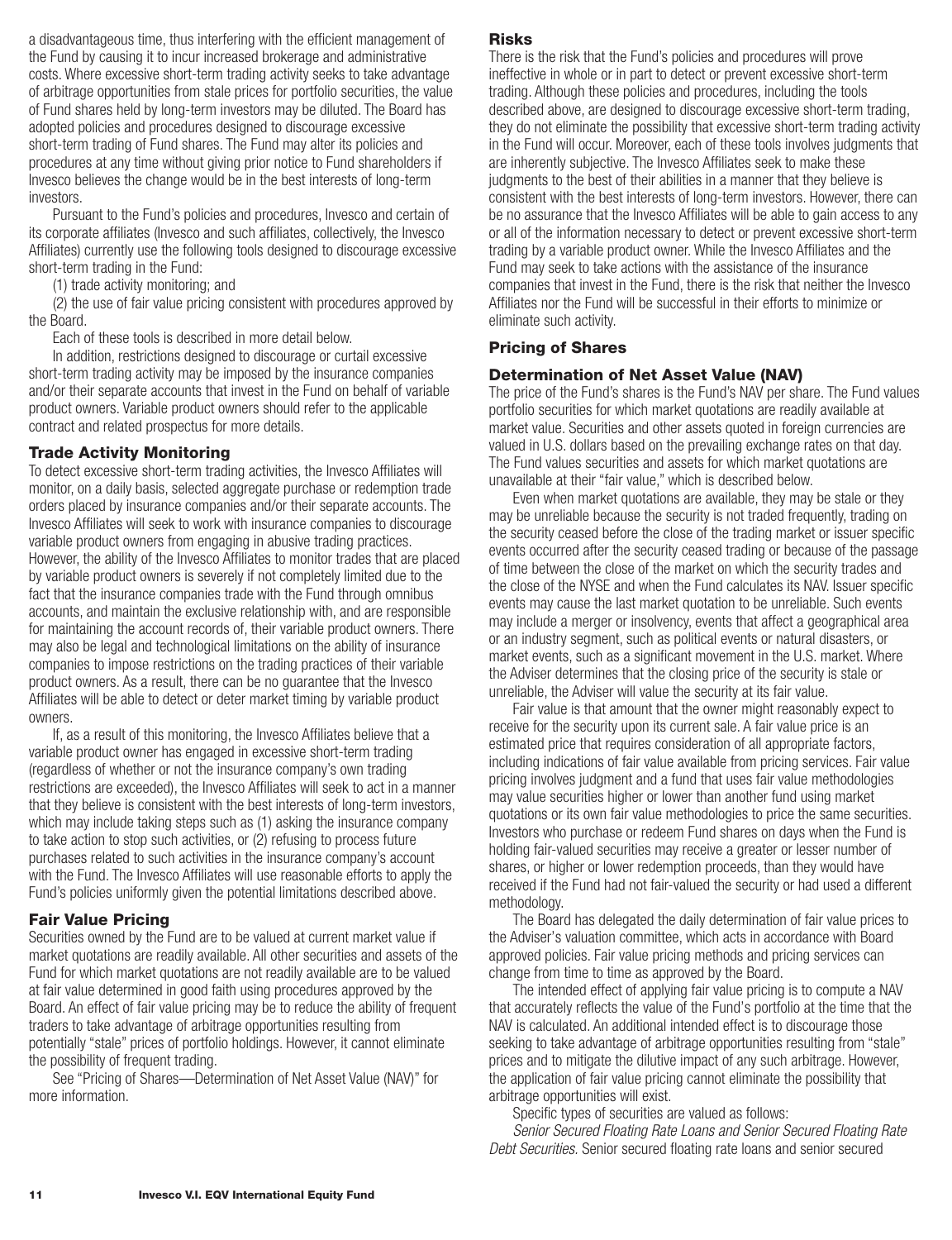a disadvantageous time, thus interfering with the efficient management of the Fund by causing it to incur increased brokerage and administrative costs. Where excessive short-term trading activity seeks to take advantage of arbitrage opportunities from stale prices for portfolio securities, the value of Fund shares held by long-term investors may be diluted. The Board has adopted policies and procedures designed to discourage excessive short-term trading of Fund shares. The Fund may alter its policies and procedures at any time without giving prior notice to Fund shareholders if Invesco believes the change would be in the best interests of long-term investors.

Pursuant to the Fund's policies and procedures, Invesco and certain of its corporate affiliates (Invesco and such affiliates, collectively, the Invesco Affiliates) currently use the following tools designed to discourage excessive short-term trading in the Fund:

(1) trade activity monitoring; and

(2) the use of fair value pricing consistent with procedures approved by the Board.

Each of these tools is described in more detail below.

In addition, restrictions designed to discourage or curtail excessive short-term trading activity may be imposed by the insurance companies and/or their separate accounts that invest in the Fund on behalf of variable product owners. Variable product owners should refer to the applicable contract and related prospectus for more details.

### Trade Activity Monitoring

To detect excessive short-term trading activities, the Invesco Affiliates will monitor, on a daily basis, selected aggregate purchase or redemption trade orders placed by insurance companies and/or their separate accounts. The Invesco Affiliates will seek to work with insurance companies to discourage variable product owners from engaging in abusive trading practices. However, the ability of the Invesco Affiliates to monitor trades that are placed by variable product owners is severely if not completely limited due to the fact that the insurance companies trade with the Fund through omnibus accounts, and maintain the exclusive relationship with, and are responsible for maintaining the account records of, their variable product owners. There may also be legal and technological limitations on the ability of insurance companies to impose restrictions on the trading practices of their variable product owners. As a result, there can be no guarantee that the Invesco Affiliates will be able to detect or deter market timing by variable product owners.

If, as a result of this monitoring, the Invesco Affiliates believe that a variable product owner has engaged in excessive short-term trading (regardless of whether or not the insurance company's own trading restrictions are exceeded), the Invesco Affiliates will seek to act in a manner that they believe is consistent with the best interests of long-term investors, which may include taking steps such as (1) asking the insurance company to take action to stop such activities, or (2) refusing to process future purchases related to such activities in the insurance company's account with the Fund. The Invesco Affiliates will use reasonable efforts to apply the Fund's policies uniformly given the potential limitations described above.

### Fair Value Pricing

Securities owned by the Fund are to be valued at current market value if market quotations are readily available. All other securities and assets of the Fund for which market quotations are not readily available are to be valued at fair value determined in good faith using procedures approved by the Board. An effect of fair value pricing may be to reduce the ability of frequent traders to take advantage of arbitrage opportunities resulting from potentially "stale" prices of portfolio holdings. However, it cannot eliminate the possibility of frequent trading.

See "Pricing of Shares—Determination of Net Asset Value (NAV)" for more information.

### Risks

There is the risk that the Fund's policies and procedures will prove ineffective in whole or in part to detect or prevent excessive short-term trading. Although these policies and procedures, including the tools described above, are designed to discourage excessive short-term trading, they do not eliminate the possibility that excessive short-term trading activity in the Fund will occur. Moreover, each of these tools involves judgments that are inherently subjective. The Invesco Affiliates seek to make these judgments to the best of their abilities in a manner that they believe is consistent with the best interests of long-term investors. However, there can be no assurance that the Invesco Affiliates will be able to gain access to any or all of the information necessary to detect or prevent excessive short-term trading by a variable product owner. While the Invesco Affiliates and the Fund may seek to take actions with the assistance of the insurance companies that invest in the Fund, there is the risk that neither the Invesco Affiliates nor the Fund will be successful in their efforts to minimize or eliminate such activity.

## Pricing of Shares

### Determination of Net Asset Value (NAV)

The price of the Fund's shares is the Fund's NAV per share. The Fund values portfolio securities for which market quotations are readily available at market value. Securities and other assets quoted in foreign currencies are valued in U.S. dollars based on the prevailing exchange rates on that day. The Fund values securities and assets for which market quotations are unavailable at their "fair value," which is described below.

Even when market quotations are available, they may be stale or they may be unreliable because the security is not traded frequently, trading on the security ceased before the close of the trading market or issuer specific events occurred after the security ceased trading or because of the passage of time between the close of the market on which the security trades and the close of the NYSE and when the Fund calculates its NAV. Issuer specific events may cause the last market quotation to be unreliable. Such events may include a merger or insolvency, events that affect a geographical area or an industry segment, such as political events or natural disasters, or market events, such as a significant movement in the U.S. market. Where the Adviser determines that the closing price of the security is stale or unreliable, the Adviser will value the security at its fair value.

Fair value is that amount that the owner might reasonably expect to receive for the security upon its current sale. A fair value price is an estimated price that requires consideration of all appropriate factors, including indications of fair value available from pricing services. Fair value pricing involves judgment and a fund that uses fair value methodologies may value securities higher or lower than another fund using market quotations or its own fair value methodologies to price the same securities. Investors who purchase or redeem Fund shares on days when the Fund is holding fair-valued securities may receive a greater or lesser number of shares, or higher or lower redemption proceeds, than they would have received if the Fund had not fair-valued the security or had used a different methodology.

The Board has delegated the daily determination of fair value prices to the Adviser's valuation committee, which acts in accordance with Board approved policies. Fair value pricing methods and pricing services can change from time to time as approved by the Board.

The intended effect of applying fair value pricing is to compute a NAV that accurately reflects the value of the Fund's portfolio at the time that the NAV is calculated. An additional intended effect is to discourage those seeking to take advantage of arbitrage opportunities resulting from "stale" prices and to mitigate the dilutive impact of any such arbitrage. However, the application of fair value pricing cannot eliminate the possibility that arbitrage opportunities will exist.

Specific types of securities are valued as follows:

*Senior Secured Floating Rate Loans and Senior Secured Floating Rate Debt Securities.* Senior secured floating rate loans and senior secured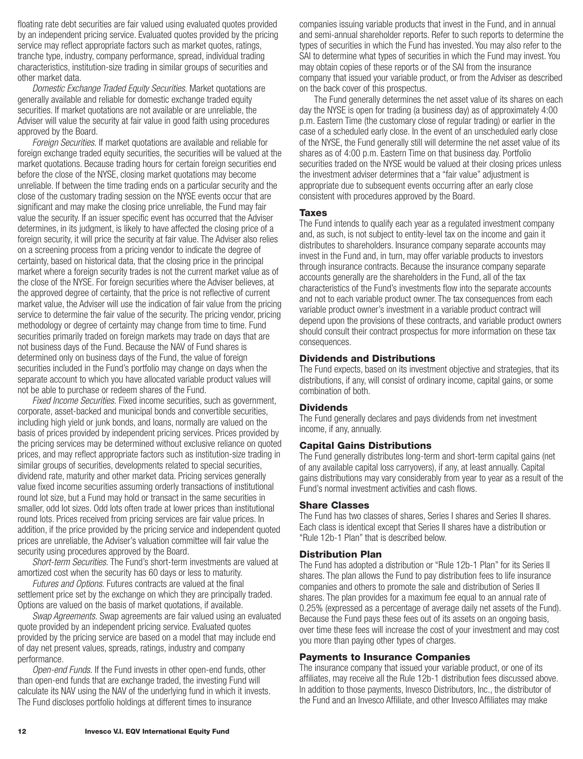floating rate debt securities are fair valued using evaluated quotes provided by an independent pricing service. Evaluated quotes provided by the pricing service may reflect appropriate factors such as market quotes, ratings, tranche type, industry, company performance, spread, individual trading characteristics, institution-size trading in similar groups of securities and other market data.

*Domestic Exchange Traded Equity Securities.* Market quotations are generally available and reliable for domestic exchange traded equity securities. If market quotations are not available or are unreliable, the Adviser will value the security at fair value in good faith using procedures approved by the Board.

*Foreign Securities.* If market quotations are available and reliable for foreign exchange traded equity securities, the securities will be valued at the market quotations. Because trading hours for certain foreign securities end before the close of the NYSE, closing market quotations may become unreliable. If between the time trading ends on a particular security and the close of the customary trading session on the NYSE events occur that are significant and may make the closing price unreliable, the Fund may fair value the security. If an issuer specific event has occurred that the Adviser determines, in its judgment, is likely to have affected the closing price of a foreign security, it will price the security at fair value. The Adviser also relies on a screening process from a pricing vendor to indicate the degree of certainty, based on historical data, that the closing price in the principal market where a foreign security trades is not the current market value as of the close of the NYSE. For foreign securities where the Adviser believes, at the approved degree of certainty, that the price is not reflective of current market value, the Adviser will use the indication of fair value from the pricing service to determine the fair value of the security. The pricing vendor, pricing methodology or degree of certainty may change from time to time. Fund securities primarily traded on foreign markets may trade on days that are not business days of the Fund. Because the NAV of Fund shares is determined only on business days of the Fund, the value of foreign securities included in the Fund's portfolio may change on days when the separate account to which you have allocated variable product values will not be able to purchase or redeem shares of the Fund.

*Fixed Income Securities.* Fixed income securities, such as government, corporate, asset-backed and municipal bonds and convertible securities, including high yield or junk bonds, and loans, normally are valued on the basis of prices provided by independent pricing services. Prices provided by the pricing services may be determined without exclusive reliance on quoted prices, and may reflect appropriate factors such as institution-size trading in similar groups of securities, developments related to special securities, dividend rate, maturity and other market data. Pricing services generally value fixed income securities assuming orderly transactions of institutional round lot size, but a Fund may hold or transact in the same securities in smaller, odd lot sizes. Odd lots often trade at lower prices than institutional round lots. Prices received from pricing services are fair value prices. In addition, if the price provided by the pricing service and independent quoted prices are unreliable, the Adviser's valuation committee will fair value the security using procedures approved by the Board.

*Short-term Securities.* The Fund's short-term investments are valued at amortized cost when the security has 60 days or less to maturity.

*Futures and Options.* Futures contracts are valued at the final settlement price set by the exchange on which they are principally traded. Options are valued on the basis of market quotations, if available.

*Swap Agreements.* Swap agreements are fair valued using an evaluated quote provided by an independent pricing service. Evaluated quotes provided by the pricing service are based on a model that may include end of day net present values, spreads, ratings, industry and company performance.

*Open-end Funds.* If the Fund invests in other open-end funds, other than open-end funds that are exchange traded, the investing Fund will calculate its NAV using the NAV of the underlying fund in which it invests.

The Fund discloses portfolio holdings at different times to insurance companies issuing variable products that invest in the Fund, and in annual and semi-annual shareholder reports. Refer to such reports to determine the types of securities in which the Fund has invested. You may also refer to the SAI to determine what types of securities in which the Fund may invest. You may obtain copies of these reports or of the SAI from the insurance company that issued your variable product, or from the Adviser as described on the back cover of this prospectus.

The Fund generally determines the net asset value of its shares on each day the NYSE is open for trading (a business day) as of approximately 4:00 p.m. Eastern Time (the customary close of regular trading) or earlier in the case of a scheduled early close. In the event of an unscheduled early close of the NYSE, the Fund generally still will determine the net asset value of its shares as of 4:00 p.m. Eastern Time on that business day. Portfolio securities traded on the NYSE would be valued at their closing prices unless the investment adviser determines that a "fair value" adjustment is appropriate due to subsequent events occurring after an early close consistent with procedures approved by the Board.

## Taxes

The Fund intends to qualify each year as a regulated investment company and, as such, is not subject to entity-level tax on the income and gain it distributes to shareholders. Insurance company separate accounts may invest in the Fund and, in turn, may offer variable products to investors through insurance contracts. Because the insurance company separate accounts generally are the shareholders in the Fund, all of the tax characteristics of the Fund's investments flow into the separate accounts and not to each variable product owner. The tax consequences from each variable product owner's investment in a variable product contract will depend upon the provisions of these contracts, and variable product owners should consult their contract prospectus for more information on these tax consequences.

## Dividends and Distributions

The Fund expects, based on its investment objective and strategies, that its distributions, if any, will consist of ordinary income, capital gains, or some combination of both.

## Dividends

The Fund generally declares and pays dividends from net investment income, if any, annually.

## Capital Gains Distributions

The Fund generally distributes long-term and short-term capital gains (net of any available capital loss carryovers), if any, at least annually. Capital gains distributions may vary considerably from year to year as a result of the Fund's normal investment activities and cash flows.

## Share Classes

The Fund has two classes of shares, Series I shares and Series II shares. Each class is identical except that Series II shares have a distribution or "Rule 12b-1 Plan" that is described below.

## Distribution Plan

The Fund has adopted a distribution or "Rule 12b-1 Plan" for its Series II shares. The plan allows the Fund to pay distribution fees to life insurance companies and others to promote the sale and distribution of Series II shares. The plan provides for a maximum fee equal to an annual rate of 0.25% (expressed as a percentage of average daily net assets of the Fund). Because the Fund pays these fees out of its assets on an ongoing basis, over time these fees will increase the cost of your investment and may cost you more than paying other types of charges.

## Payments to Insurance Companies

The insurance company that issued your variable product, or one of its affiliates, may receive all the Rule 12b-1 distribution fees discussed above. In addition to those payments, Invesco Distributors, Inc., the distributor of the Fund and an Invesco Affiliate, and other Invesco Affiliates may make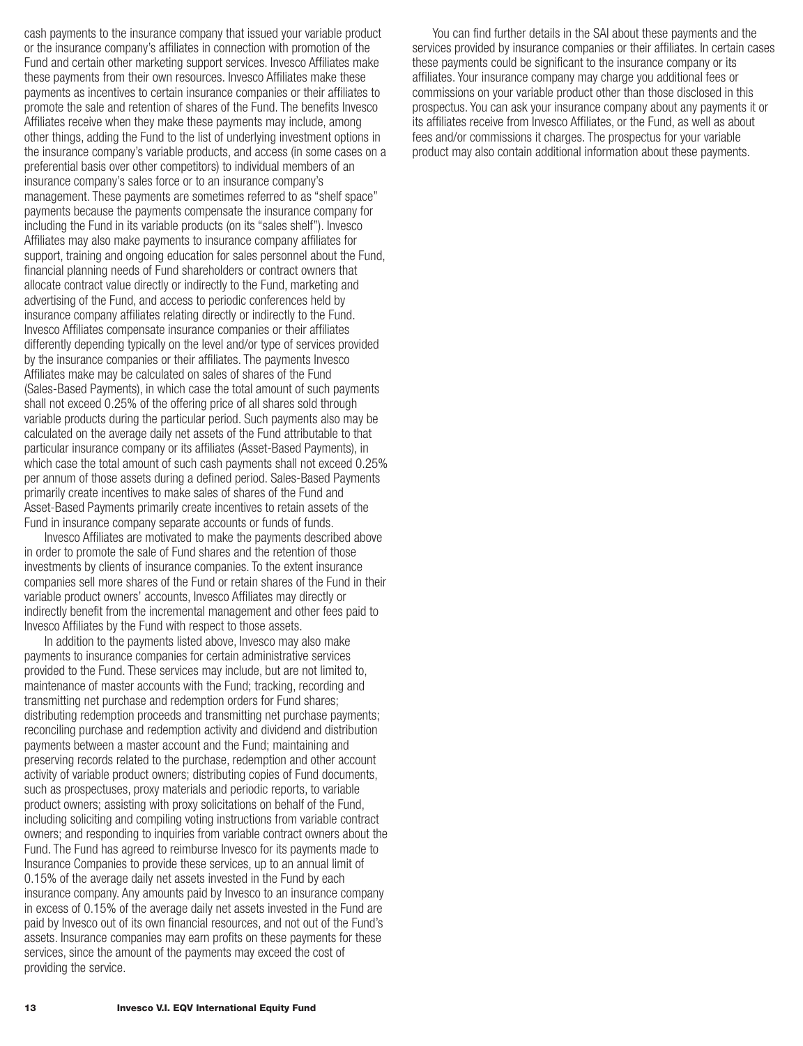cash payments to the insurance company that issued your variable product or the insurance company's affiliates in connection with promotion of the Fund and certain other marketing support services. Invesco Affiliates make these payments from their own resources. Invesco Affiliates make these payments as incentives to certain insurance companies or their affiliates to promote the sale and retention of shares of the Fund. The benefits Invesco Affiliates receive when they make these payments may include, among other things, adding the Fund to the list of underlying investment options in the insurance company's variable products, and access (in some cases on a preferential basis over other competitors) to individual members of an insurance company's sales force or to an insurance company's management. These payments are sometimes referred to as "shelf space" payments because the payments compensate the insurance company for including the Fund in its variable products (on its "sales shelf"). Invesco Affiliates may also make payments to insurance company affiliates for support, training and ongoing education for sales personnel about the Fund, financial planning needs of Fund shareholders or contract owners that allocate contract value directly or indirectly to the Fund, marketing and advertising of the Fund, and access to periodic conferences held by insurance company affiliates relating directly or indirectly to the Fund. Invesco Affiliates compensate insurance companies or their affiliates differently depending typically on the level and/or type of services provided by the insurance companies or their affiliates. The payments Invesco Affiliates make may be calculated on sales of shares of the Fund (Sales-Based Payments), in which case the total amount of such payments shall not exceed 0.25% of the offering price of all shares sold through variable products during the particular period. Such payments also may be calculated on the average daily net assets of the Fund attributable to that particular insurance company or its affiliates (Asset-Based Payments), in which case the total amount of such cash payments shall not exceed 0.25% per annum of those assets during a defined period. Sales-Based Payments primarily create incentives to make sales of shares of the Fund and Asset-Based Payments primarily create incentives to retain assets of the Fund in insurance company separate accounts or funds of funds.

Invesco Affiliates are motivated to make the payments described above in order to promote the sale of Fund shares and the retention of those investments by clients of insurance companies. To the extent insurance companies sell more shares of the Fund or retain shares of the Fund in their variable product owners' accounts, Invesco Affiliates may directly or indirectly benefit from the incremental management and other fees paid to Invesco Affiliates by the Fund with respect to those assets.

In addition to the payments listed above, Invesco may also make payments to insurance companies for certain administrative services provided to the Fund. These services may include, but are not limited to, maintenance of master accounts with the Fund; tracking, recording and transmitting net purchase and redemption orders for Fund shares; distributing redemption proceeds and transmitting net purchase payments; reconciling purchase and redemption activity and dividend and distribution payments between a master account and the Fund; maintaining and preserving records related to the purchase, redemption and other account activity of variable product owners; distributing copies of Fund documents, such as prospectuses, proxy materials and periodic reports, to variable product owners; assisting with proxy solicitations on behalf of the Fund, including soliciting and compiling voting instructions from variable contract owners; and responding to inquiries from variable contract owners about the Fund. The Fund has agreed to reimburse Invesco for its payments made to Insurance Companies to provide these services, up to an annual limit of 0.15% of the average daily net assets invested in the Fund by each insurance company. Any amounts paid by Invesco to an insurance company in excess of 0.15% of the average daily net assets invested in the Fund are paid by Invesco out of its own financial resources, and not out of the Fund's assets. Insurance companies may earn profits on these payments for these services, since the amount of the payments may exceed the cost of providing the service.

You can find further details in the SAI about these payments and the services provided by insurance companies or their affiliates. In certain cases these payments could be significant to the insurance company or its affiliates. Your insurance company may charge you additional fees or commissions on your variable product other than those disclosed in this prospectus. You can ask your insurance company about any payments it or its affiliates receive from Invesco Affiliates, or the Fund, as well as about fees and/or commissions it charges. The prospectus for your variable product may also contain additional information about these payments.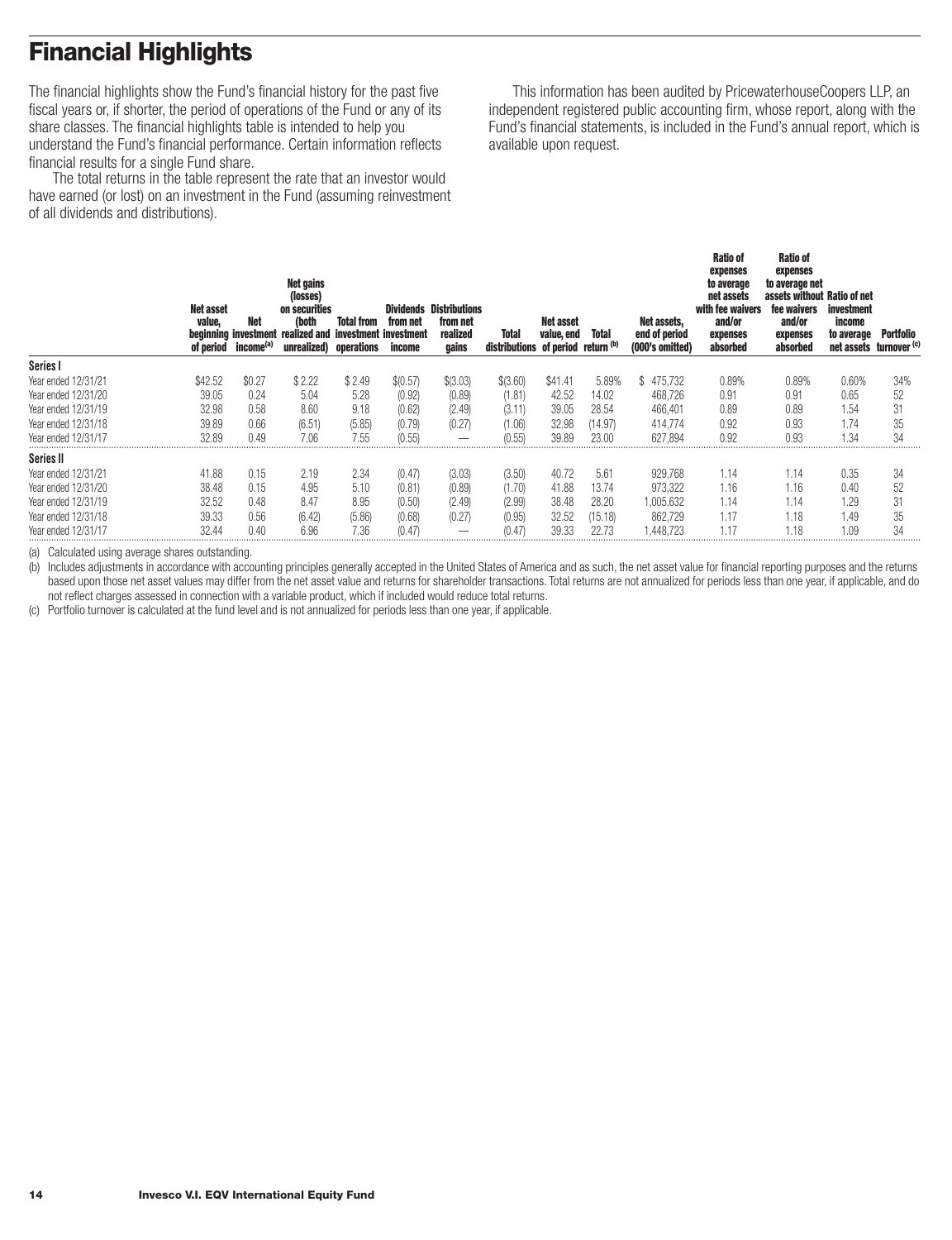# Financial Highlights

The financial highlights show the Fund's financial history for the past five fiscal years or, if shorter, the period of operations of the Fund or any of its share classes. The financial highlights table is intended to help you understand the Fund's financial performance. Certain information reflects financial results for a single Fund share.

The total returns in the table represent the rate that an investor would have earned (or lost) on an investment in the Fund (assuming reinvestment of all dividends and distributions).

This information has been audited by PricewaterhouseCoopers LLP, an independent registered public accounting firm, whose report, along with the Fund's financial statements, is included in the Fund's annual report, which is available upon request.

| | Net asset value, beginning of period | Net investment income(a) | Net gains (losses) on securities (both realized and unrealized) | Total from investment operations | Dividends from net investment income | Distributions from net realized gains | Total distributions | Net asset value, end of period | Total return (b) | Net assets, end of period (000's omitted) | Ratio of expenses to average net assets with fee waivers and/or expenses absorbed | Ratio of expenses to average net assets without fee waivers and/or expenses absorbed | Ratio of net investment income to average net assets | Portfolio turnover (c) |
|---|---|---|---|---|---|---|---|---|---|---|---|---|---|---|
| **Series I** | | | | | | | | | | | | | | |
| Year ended 12/31/21 | $42.52 | $0.27 | $ 2.22 | $ 2.49 | $(0.57) | $(3.03) | $(3.60) | $41.41 | 5.89% | $ 475,732 | 0.89% | 0.89% | 0.60% | 34% |
| Year ended 12/31/20 | 39.05 | 0.24 | 5.04 | 5.28 | (0.92) | (0.89) | (1.81) | 42.52 | 14.02 | 468,726 | 0.91 | 0.91 | 0.65 | 52 |
| Year ended 12/31/19 | 32.98 | 0.58 | 8.60 | 9.18 | (0.62) | (2.49) | (3.11) | 39.05 | 28.54 | 466,401 | 0.89 | 0.89 | 1.54 | 31 |
| Year ended 12/31/18 | 39.89 | 0.66 | (6.51) | (5.85) | (0.79) | (0.27) | (1.06) | 32.98 | (14.97) | 414,774 | 0.92 | 0.93 | 1.74 | 35 |
| Year ended 12/31/17 | 32.89 | 0.49 | 7.06 | 7.55 | (0.55) | — | (0.55) | 39.89 | 23.00 | 627,894 | 0.92 | 0.93 | 1.34 | 34 |
| **Series II** | | | | | | | | | | | | | | |
| Year ended 12/31/21 | 41.88 | 0.15 | 2.19 | 2.34 | (0.47) | (3.03) | (3.50) | 40.72 | 5.61 | 929,768 | 1.14 | 1.14 | 0.35 | 34 |
| Year ended 12/31/20 | 38.48 | 0.15 | 4.95 | 5.10 | (0.81) | (0.89) | (1.70) | 41.88 | 13.74 | 973,322 | 1.16 | 1.16 | 0.40 | 52 |
| Year ended 12/31/19 | 32.52 | 0.48 | 8.47 | 8.95 | (0.50) | (2.49) | (2.99) | 38.48 | 28.20 | 1,005,632 | 1.14 | 1.14 | 1.29 | 31 |
| Year ended 12/31/18 | 39.33 | 0.56 | (6.42) | (5.86) | (0.68) | (0.27) | (0.95) | 32.52 | (15.18) | 862,729 | 1.17 | 1.18 | 1.49 | 35 |
| Year ended 12/31/17 | 32.44 | 0.40 | 6.96 | 7.36 | (0.47) | — | (0.47) | 39.33 | 22.73 | 1,448,723 | 1.17 | 1.18 | 1.09 | 34 |

(a) Calculated using average shares outstanding.

(b) Includes adjustments in accordance with accounting principles generally accepted in the United States of America and as such, the net asset value for financial reporting purposes and the returns based upon those net asset values may differ from the net asset value and returns for shareholder transactions. Total returns are not annualized for periods less than one year, if applicable, and do not reflect charges assessed in connection with a variable product, which if included would reduce total returns.

(c) Portfolio turnover is calculated at the fund level and is not annualized for periods less than one year, if applicable.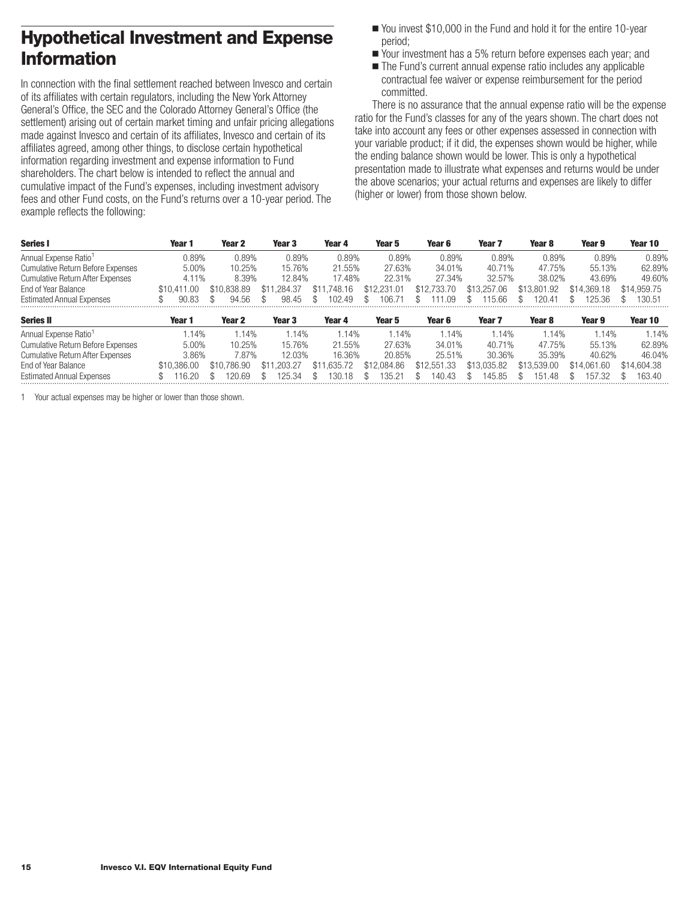## Hypothetical Investment and Expense Information

In connection with the final settlement reached between Invesco and certain of its affiliates with certain regulators, including the New York Attorney General's Office, the SEC and the Colorado Attorney General's Office (the settlement) arising out of certain market timing and unfair pricing allegations made against Invesco and certain of its affiliates, Invesco and certain of its affiliates agreed, among other things, to disclose certain hypothetical information regarding investment and expense information to Fund shareholders. The chart below is intended to reflect the annual and cumulative impact of the Fund's expenses, including investment advisory fees and other Fund costs, on the Fund's returns over a 10-year period. The example reflects the following:

- You invest $10,000 in the Fund and hold it for the entire 10-year period;
- Your investment has a 5% return before expenses each year; and
- The Fund's current annual expense ratio includes any applicable contractual fee waiver or expense reimbursement for the period committed.

There is no assurance that the annual expense ratio will be the expense ratio for the Fund's classes for any of the years shown. The chart does not take into account any fees or other expenses assessed in connection with your variable product; if it did, the expenses shown would be higher, while the ending balance shown would be lower. This is only a hypothetical presentation made to illustrate what expenses and returns would be under the above scenarios; your actual returns and expenses are likely to differ (higher or lower) from those shown below.

| **Series I** | **Year 1** | **Year 2** | **Year 3** | **Year 4** | **Year 5** | **Year 6** | **Year 7** | **Year 8** | **Year 9** | **Year 10** |
|---|---|---|---|---|---|---|---|---|---|---|
| Annual Expense Ratio[1] | 0.89% | 0.89% | 0.89% | 0.89% | 0.89% | 0.89% | 0.89% | 0.89% | 0.89% | 0.89% |
| Cumulative Return Before Expenses | 5.00% | 10.25% | 15.76% | 21.55% | 27.63% | 34.01% | 40.71% | 47.75% | 55.13% | 62.89% |
| Cumulative Return After Expenses | 4.11% | 8.39% | 12.84% | 17.48% | 22.31% | 27.34% | 32.57% | 38.02% | 43.69% | 49.60% |
| End of Year Balance | $10,411.00 | $10,838.89 | $11,284.37 | $11,748.16 | $12,231.01 | $12,733.70 | $13,257.06 | $13,801.92 | $14,369.18 | $14,959.75 |
| Estimated Annual Expenses | $ 90.83 | $ 94.56 | $ 98.45 | $ 102.49 | $ 106.71 | $ 111.09 | $ 115.66 | $ 120.41 | $ 125.36 | $ 130.51 |

| **Series II** | **Year 1** | **Year 2** | **Year 3** | **Year 4** | **Year 5** | **Year 6** | **Year 7** | **Year 8** | **Year 9** | **Year 10** |
|---|---|---|---|---|---|---|---|---|---|---|
| Annual Expense Ratio[1] | 1.14% | 1.14% | 1.14% | 1.14% | 1.14% | 1.14% | 1.14% | 1.14% | 1.14% | 1.14% |
| Cumulative Return Before Expenses | 5.00% | 10.25% | 15.76% | 21.55% | 27.63% | 34.01% | 40.71% | 47.75% | 55.13% | 62.89% |
| Cumulative Return After Expenses | 3.86% | 7.87% | 12.03% | 16.36% | 20.85% | 25.51% | 30.36% | 35.39% | 40.62% | 46.04% |
| End of Year Balance | $10,386.00 | $10,786.90 | $11,203.27 | $11,635.72 | $12,084.86 | $12,551.33 | $13,035.82 | $13,539.00 | $14,061.60 | $14,604.38 |
| Estimated Annual Expenses | $ 116.20 | $ 120.69 | $ 125.34 | $ 130.18 | $ 135.21 | $ 140.43 | $ 145.85 | $ 151.48 | $ 157.32 | $ 163.40 |

1 Your actual expenses may be higher or lower than those shown.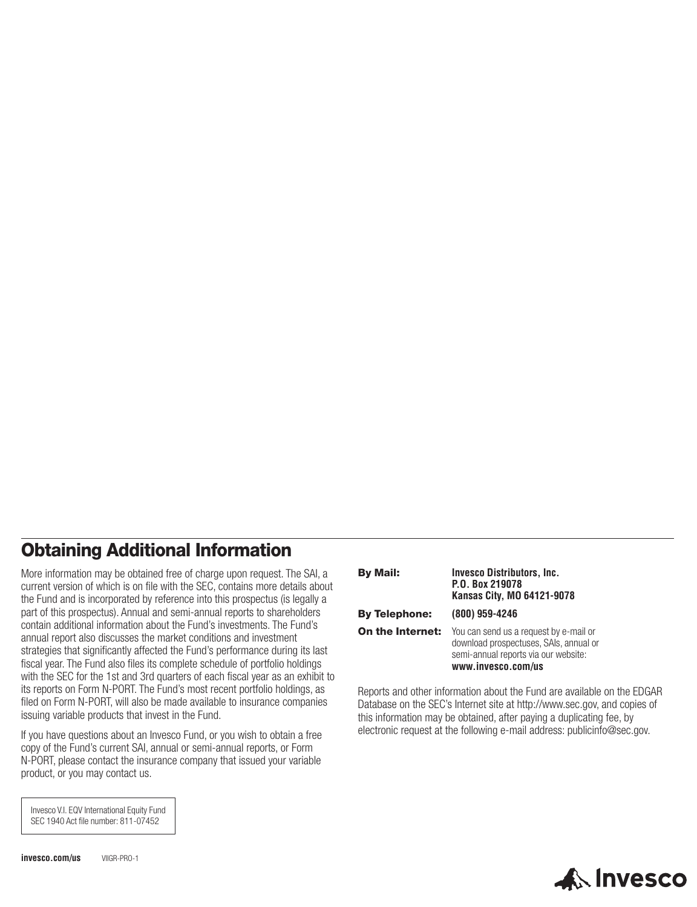## Obtaining Additional Information

More information may be obtained free of charge upon request. The SAI, a current version of which is on file with the SEC, contains more details about the Fund and is incorporated by reference into this prospectus (is legally a part of this prospectus). Annual and semi-annual reports to shareholders contain additional information about the Fund's investments. The Fund's annual report also discusses the market conditions and investment strategies that significantly affected the Fund's performance during its last fiscal year. The Fund also files its complete schedule of portfolio holdings with the SEC for the 1st and 3rd quarters of each fiscal year as an exhibit to its reports on Form N-PORT. The Fund's most recent portfolio holdings, as filed on Form N-PORT, will also be made available to insurance companies issuing variable products that invest in the Fund.

If you have questions about an Invesco Fund, or you wish to obtain a free copy of the Fund's current SAI, annual or semi-annual reports, or Form N-PORT, please contact the insurance company that issued your variable product, or you may contact us.

| | |
|---|---|
| **By Mail:** | **Invesco Distributors, Inc.**<br>**P.O. Box 219078**<br>**Kansas City, MO 64121-9078** |
| **By Telephone:** | **(800) 959-4246** |
| **On the Internet:** | You can send us a request by e-mail or download prospectuses, SAIs, annual or semi-annual reports via our website:<br>**www.invesco.com/us** |

Reports and other information about the Fund are available on the EDGAR Database on the SEC's Internet site at http://www.sec.gov, and copies of this information may be obtained, after paying a duplicating fee, by electronic request at the following e-mail address: publicinfo@sec.gov.

Invesco V.I. EQV International Equity Fund
SEC 1940 Act file number: 811-07452

**invesco.com/us** VIIGR-PRO-1

Invesco